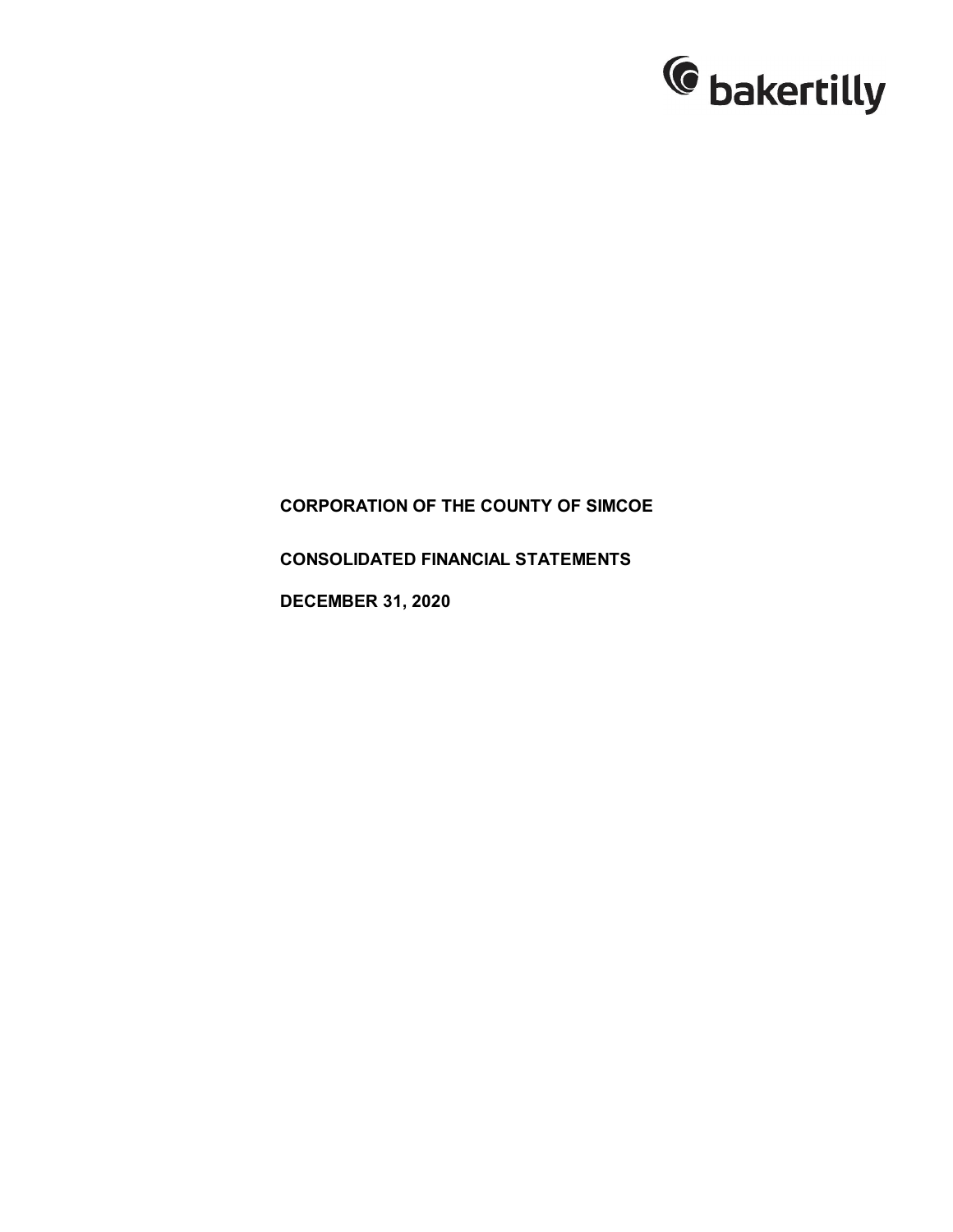bakertilly

# CORPORATION OF THE COUNTY OF SIMCOE

## CONSOLIDATED FINANCIAL STATEMENTS

## DECEMBER 31, 2020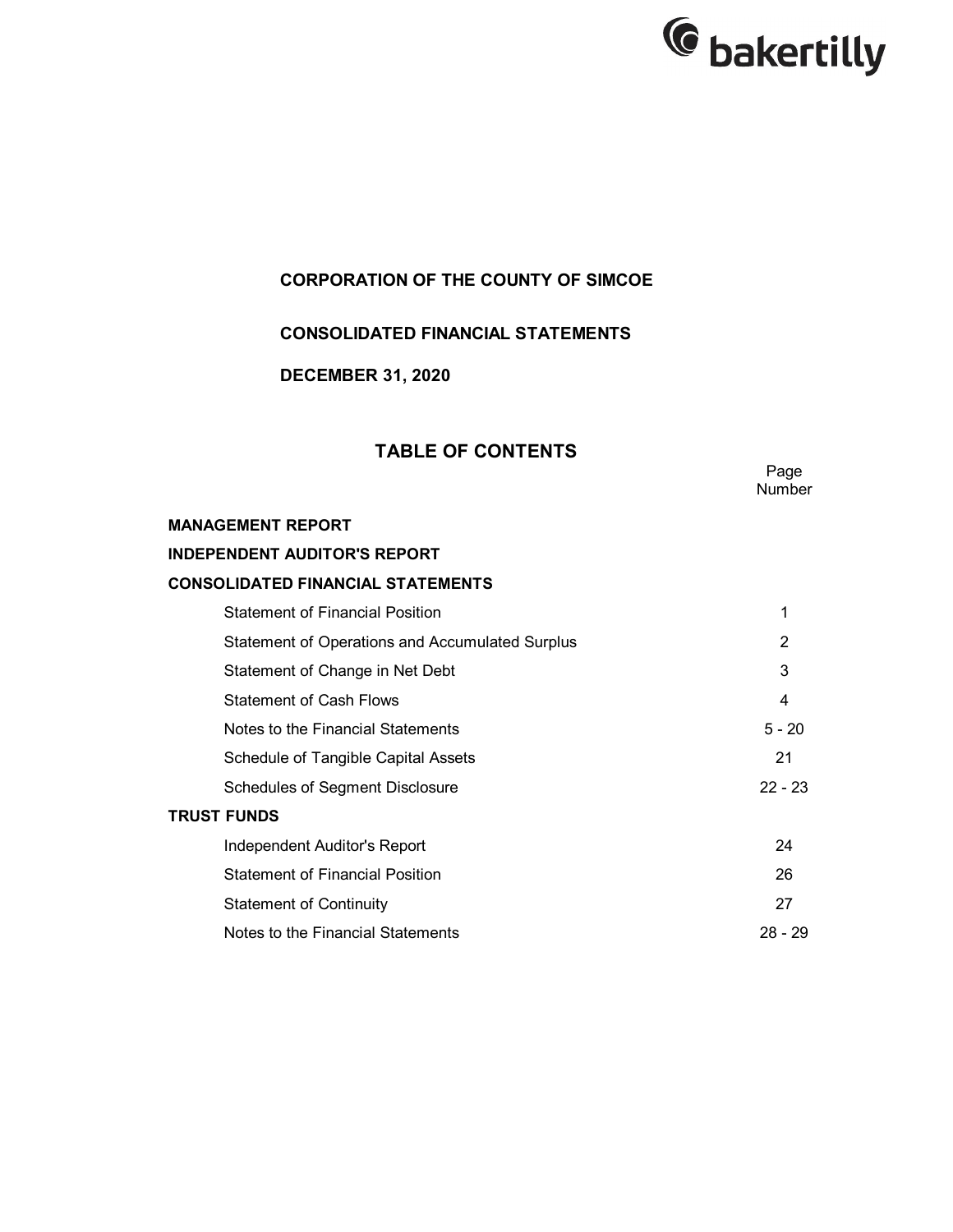bakertilly

**CORPORATION OF THE COUNTY OF SIMCOE**

**CONSOLIDATED FINANCIAL STATEMENTS**

**DECEMBER 31, 2020**

## TABLE OF CONTENTS

| | Page Number |
|---|---|
| **MANAGEMENT REPORT** | |
| **INDEPENDENT AUDITOR'S REPORT** | |
| **CONSOLIDATED FINANCIAL STATEMENTS** | |
| Statement of Financial Position | 1 |
| Statement of Operations and Accumulated Surplus | 2 |
| Statement of Change in Net Debt | 3 |
| Statement of Cash Flows | 4 |
| Notes to the Financial Statements | 5 - 20 |
| Schedule of Tangible Capital Assets | 21 |
| Schedules of Segment Disclosure | 22 - 23 |
| **TRUST FUNDS** | |
| Independent Auditor's Report | 24 |
| Statement of Financial Position | 26 |
| Statement of Continuity | 27 |
| Notes to the Financial Statements | 28 - 29 |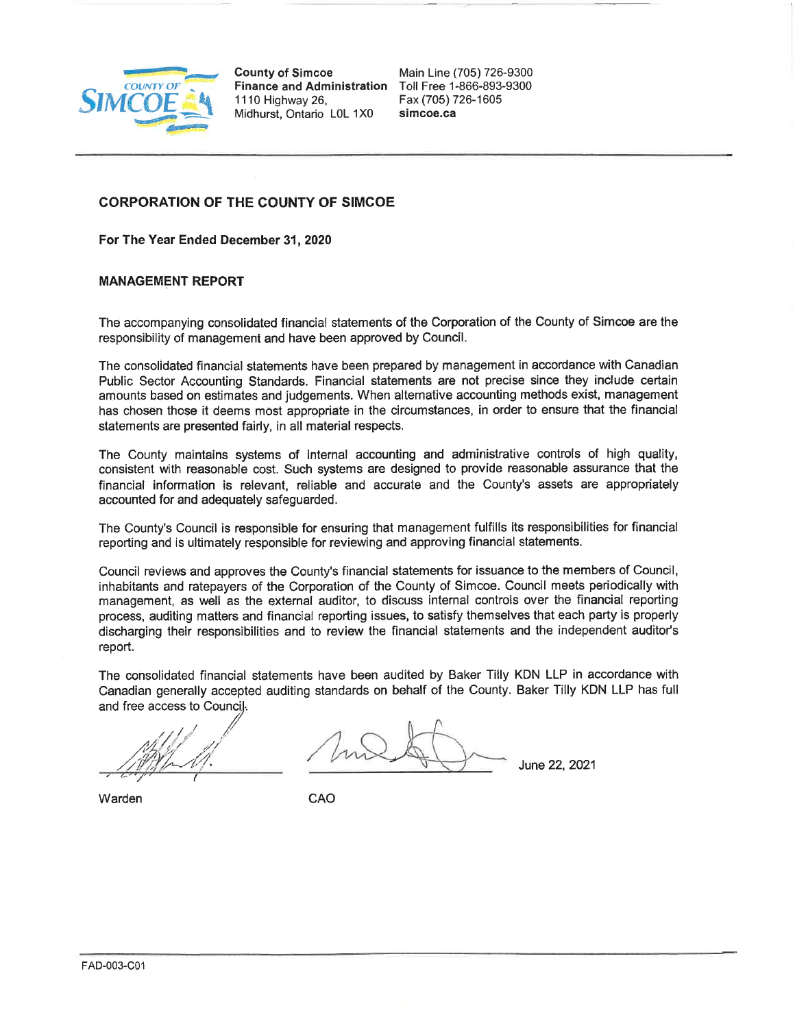County of Simcoe
Finance and Administration
1110 Highway 26,
Midhurst, Ontario L0L 1X0

Main Line (705) 726-9300
Toll Free 1-866-893-9300
Fax (705) 726-1605
**simcoe.ca**

## CORPORATION OF THE COUNTY OF SIMCOE

**For The Year Ended December 31, 2020**

### MANAGEMENT REPORT

The accompanying consolidated financial statements of the Corporation of the County of Simcoe are the responsibility of management and have been approved by Council.

The consolidated financial statements have been prepared by management in accordance with Canadian Public Sector Accounting Standards. Financial statements are not precise since they include certain amounts based on estimates and judgements. When alternative accounting methods exist, management has chosen those it deems most appropriate in the circumstances, in order to ensure that the financial statements are presented fairly, in all material respects.

The County maintains systems of internal accounting and administrative controls of high quality, consistent with reasonable cost. Such systems are designed to provide reasonable assurance that the financial information is relevant, reliable and accurate and the County's assets are appropriately accounted for and adequately safeguarded.

The County's Council is responsible for ensuring that management fulfills its responsibilities for financial reporting and is ultimately responsible for reviewing and approving financial statements.

Council reviews and approves the County's financial statements for issuance to the members of Council, inhabitants and ratepayers of the Corporation of the County of Simcoe. Council meets periodically with management, as well as the external auditor, to discuss internal controls over the financial reporting process, auditing matters and financial reporting issues, to satisfy themselves that each party is properly discharging their responsibilities and to review the financial statements and the independent auditor's report.

The consolidated financial statements have been audited by Baker Tilly KDN LLP in accordance with Canadian generally accepted auditing standards on behalf of the County. Baker Tilly KDN LLP has full and free access to Council.

Warden

CAO

June 22, 2021

FAD-003-C01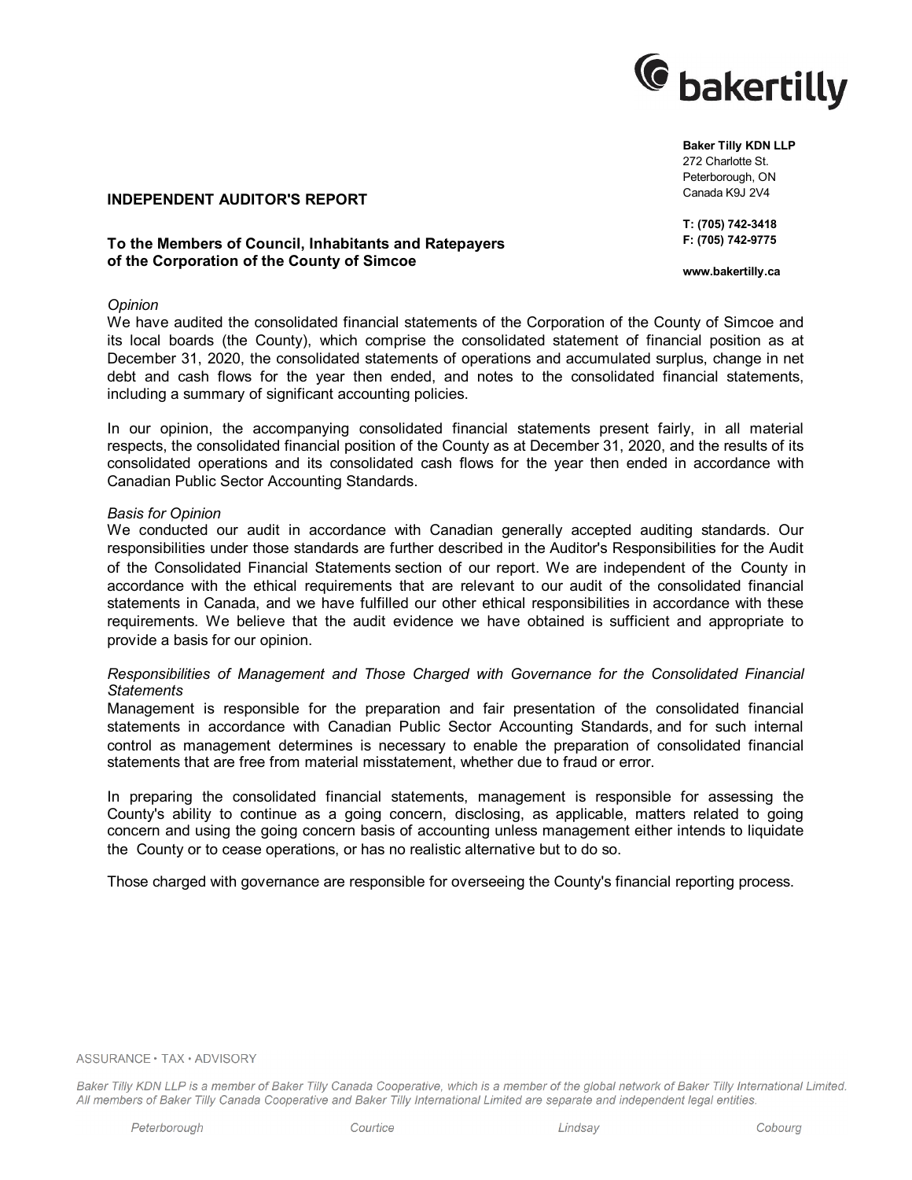**Baker Tilly KDN LLP**
272 Charlotte St.
Peterborough, ON
Canada K9J 2V4

**T: (705) 742-3418**
**F: (705) 742-9775**

**www.bakertilly.ca**

## INDEPENDENT AUDITOR'S REPORT

### To the Members of Council, Inhabitants and Ratepayers of the Corporation of the County of Simcoe

*Opinion*

We have audited the consolidated financial statements of the Corporation of the County of Simcoe and its local boards (the County), which comprise the consolidated statement of financial position as at December 31, 2020, the consolidated statements of operations and accumulated surplus, change in net debt and cash flows for the year then ended, and notes to the consolidated financial statements, including a summary of significant accounting policies.

In our opinion, the accompanying consolidated financial statements present fairly, in all material respects, the consolidated financial position of the County as at December 31, 2020, and the results of its consolidated operations and its consolidated cash flows for the year then ended in accordance with Canadian Public Sector Accounting Standards.

*Basis for Opinion*

We conducted our audit in accordance with Canadian generally accepted auditing standards. Our responsibilities under those standards are further described in the Auditor's Responsibilities for the Audit of the Consolidated Financial Statements section of our report. We are independent of the County in accordance with the ethical requirements that are relevant to our audit of the consolidated financial statements in Canada, and we have fulfilled our other ethical responsibilities in accordance with these requirements. We believe that the audit evidence we have obtained is sufficient and appropriate to provide a basis for our opinion.

*Responsibilities of Management and Those Charged with Governance for the Consolidated Financial Statements*

Management is responsible for the preparation and fair presentation of the consolidated financial statements in accordance with Canadian Public Sector Accounting Standards, and for such internal control as management determines is necessary to enable the preparation of consolidated financial statements that are free from material misstatement, whether due to fraud or error.

In preparing the consolidated financial statements, management is responsible for assessing the County's ability to continue as a going concern, disclosing, as applicable, matters related to going concern and using the going concern basis of accounting unless management either intends to liquidate the County or to cease operations, or has no realistic alternative but to do so.

Those charged with governance are responsible for overseeing the County's financial reporting process.

ASSURANCE • TAX • ADVISORY

*Baker Tilly KDN LLP is a member of Baker Tilly Canada Cooperative, which is a member of the global network of Baker Tilly International Limited. All members of Baker Tilly Canada Cooperative and Baker Tilly International Limited are separate and independent legal entities.*

*Peterborough* *Courtice* *Lindsay* *Cobourg*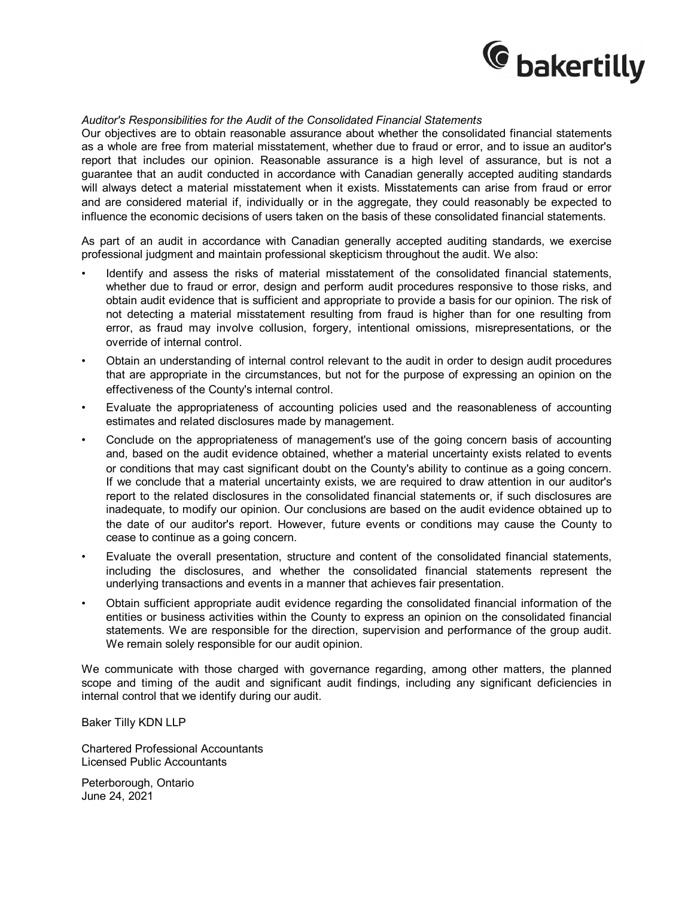*Auditor's Responsibilities for the Audit of the Consolidated Financial Statements*

Our objectives are to obtain reasonable assurance about whether the consolidated financial statements as a whole are free from material misstatement, whether due to fraud or error, and to issue an auditor's report that includes our opinion. Reasonable assurance is a high level of assurance, but is not a guarantee that an audit conducted in accordance with Canadian generally accepted auditing standards will always detect a material misstatement when it exists. Misstatements can arise from fraud or error and are considered material if, individually or in the aggregate, they could reasonably be expected to influence the economic decisions of users taken on the basis of these consolidated financial statements.

As part of an audit in accordance with Canadian generally accepted auditing standards, we exercise professional judgment and maintain professional skepticism throughout the audit. We also:

- Identify and assess the risks of material misstatement of the consolidated financial statements, whether due to fraud or error, design and perform audit procedures responsive to those risks, and obtain audit evidence that is sufficient and appropriate to provide a basis for our opinion. The risk of not detecting a material misstatement resulting from fraud is higher than for one resulting from error, as fraud may involve collusion, forgery, intentional omissions, misrepresentations, or the override of internal control.
- Obtain an understanding of internal control relevant to the audit in order to design audit procedures that are appropriate in the circumstances, but not for the purpose of expressing an opinion on the effectiveness of the County's internal control.
- Evaluate the appropriateness of accounting policies used and the reasonableness of accounting estimates and related disclosures made by management.
- Conclude on the appropriateness of management's use of the going concern basis of accounting and, based on the audit evidence obtained, whether a material uncertainty exists related to events or conditions that may cast significant doubt on the County's ability to continue as a going concern. If we conclude that a material uncertainty exists, we are required to draw attention in our auditor's report to the related disclosures in the consolidated financial statements or, if such disclosures are inadequate, to modify our opinion. Our conclusions are based on the audit evidence obtained up to the date of our auditor's report. However, future events or conditions may cause the County to cease to continue as a going concern.
- Evaluate the overall presentation, structure and content of the consolidated financial statements, including the disclosures, and whether the consolidated financial statements represent the underlying transactions and events in a manner that achieves fair presentation.
- Obtain sufficient appropriate audit evidence regarding the consolidated financial information of the entities or business activities within the County to express an opinion on the consolidated financial statements. We are responsible for the direction, supervision and performance of the group audit. We remain solely responsible for our audit opinion.

We communicate with those charged with governance regarding, among other matters, the planned scope and timing of the audit and significant audit findings, including any significant deficiencies in internal control that we identify during our audit.

Baker Tilly KDN LLP

Chartered Professional Accountants
Licensed Public Accountants

Peterborough, Ontario
June 24, 2021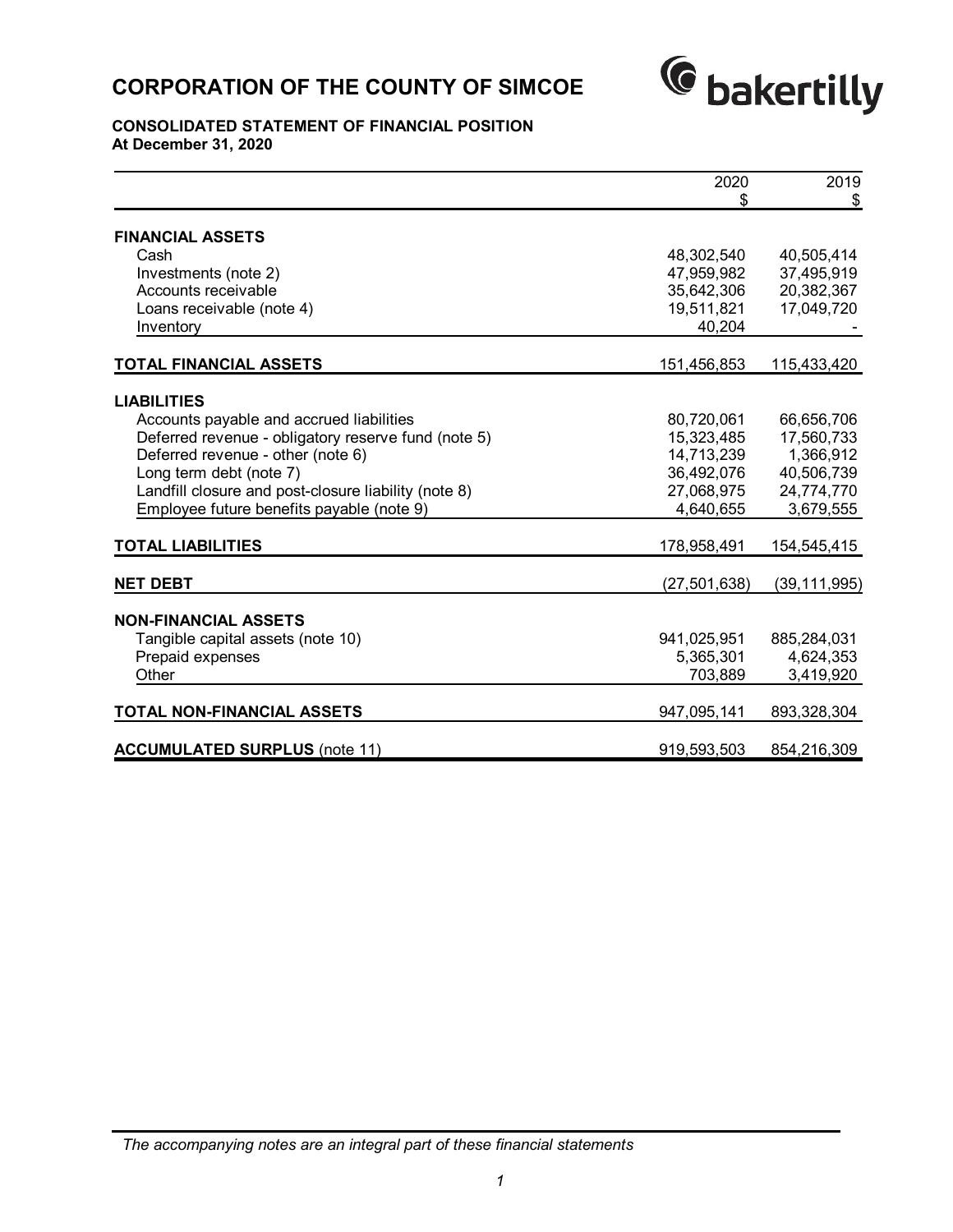# CORPORATION OF THE COUNTY OF SIMCOE

**CONSOLIDATED STATEMENT OF FINANCIAL POSITION**
**At December 31, 2020**

| | 2020<br>$ | 2019<br>$ |
|---|---|---|
| **FINANCIAL ASSETS** | | |
| Cash | 48,302,540 | 40,505,414 |
| Investments (note 2) | 47,959,982 | 37,495,919 |
| Accounts receivable | 35,642,306 | 20,382,367 |
| Loans receivable (note 4) | 19,511,821 | 17,049,720 |
| Inventory | 40,204 | - |
| **TOTAL FINANCIAL ASSETS** | 151,456,853 | 115,433,420 |
| **LIABILITIES** | | |
| Accounts payable and accrued liabilities | 80,720,061 | 66,656,706 |
| Deferred revenue - obligatory reserve fund (note 5) | 15,323,485 | 17,560,733 |
| Deferred revenue - other (note 6) | 14,713,239 | 1,366,912 |
| Long term debt (note 7) | 36,492,076 | 40,506,739 |
| Landfill closure and post-closure liability (note 8) | 27,068,975 | 24,774,770 |
| Employee future benefits payable (note 9) | 4,640,655 | 3,679,555 |
| **TOTAL LIABILITIES** | 178,958,491 | 154,545,415 |
| **NET DEBT** | (27,501,638) | (39,111,995) |
| **NON-FINANCIAL ASSETS** | | |
| Tangible capital assets (note 10) | 941,025,951 | 885,284,031 |
| Prepaid expenses | 5,365,301 | 4,624,353 |
| Other | 703,889 | 3,419,920 |
| **TOTAL NON-FINANCIAL ASSETS** | 947,095,141 | 893,328,304 |
| **ACCUMULATED SURPLUS** (note 11) | 919,593,503 | 854,216,309 |

*The accompanying notes are an integral part of these financial statements*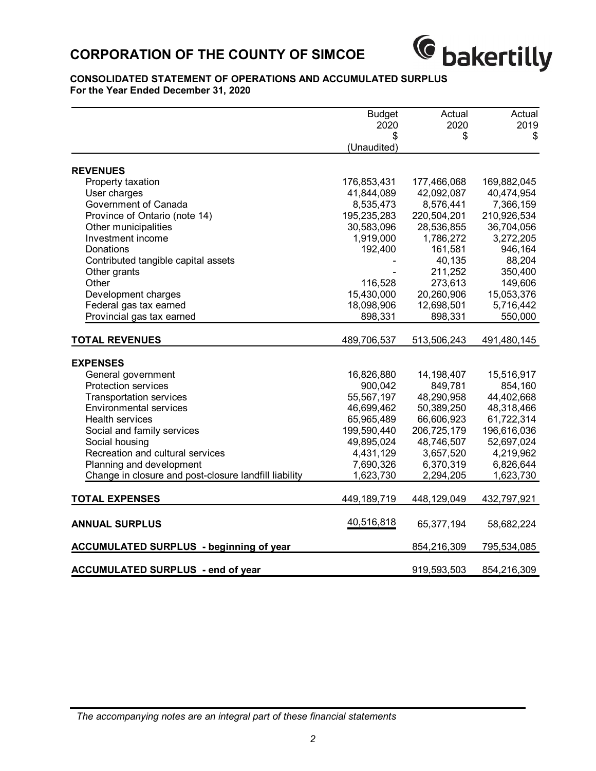# CORPORATION OF THE COUNTY OF SIMCOE

bakertilly

## CONSOLIDATED STATEMENT OF OPERATIONS AND ACCUMULATED SURPLUS

**For the Year Ended December 31, 2020**

| | Budget 2020 $ (Unaudited) | Actual 2020 $ | Actual 2019 $ |
|---|---|---|---|
| **REVENUES** | | | |
| Property taxation | 176,853,431 | 177,466,068 | 169,882,045 |
| User charges | 41,844,089 | 42,092,087 | 40,474,954 |
| Government of Canada | 8,535,473 | 8,576,441 | 7,366,159 |
| Province of Ontario (note 14) | 195,235,283 | 220,504,201 | 210,926,534 |
| Other municipalities | 30,583,096 | 28,536,855 | 36,704,056 |
| Investment income | 1,919,000 | 1,786,272 | 3,272,205 |
| Donations | 192,400 | 161,581 | 946,164 |
| Contributed tangible capital assets | - | 40,135 | 88,204 |
| Other grants | - | 211,252 | 350,400 |
| Other | 116,528 | 273,613 | 149,606 |
| Development charges | 15,430,000 | 20,260,906 | 15,053,376 |
| Federal gas tax earned | 18,098,906 | 12,698,501 | 5,716,442 |
| Provincial gas tax earned | 898,331 | 898,331 | 550,000 |
| **TOTAL REVENUES** | 489,706,537 | 513,506,243 | 491,480,145 |
| **EXPENSES** | | | |
| General government | 16,826,880 | 14,198,407 | 15,516,917 |
| Protection services | 900,042 | 849,781 | 854,160 |
| Transportation services | 55,567,197 | 48,290,958 | 44,402,668 |
| Environmental services | 46,699,462 | 50,389,250 | 48,318,466 |
| Health services | 65,965,489 | 66,606,923 | 61,722,314 |
| Social and family services | 199,590,440 | 206,725,179 | 196,616,036 |
| Social housing | 49,895,024 | 48,746,507 | 52,697,024 |
| Recreation and cultural services | 4,431,129 | 3,657,520 | 4,219,962 |
| Planning and development | 7,690,326 | 6,370,319 | 6,826,644 |
| Change in closure and post-closure landfill liability | 1,623,730 | 2,294,205 | 1,623,730 |
| **TOTAL EXPENSES** | 449,189,719 | 448,129,049 | 432,797,921 |
| **ANNUAL SURPLUS** | 40,516,818 | 65,377,194 | 58,682,224 |
| **ACCUMULATED SURPLUS - beginning of year** | | 854,216,309 | 795,534,085 |
| **ACCUMULATED SURPLUS - end of year** | | 919,593,503 | 854,216,309 |

*The accompanying notes are an integral part of these financial statements*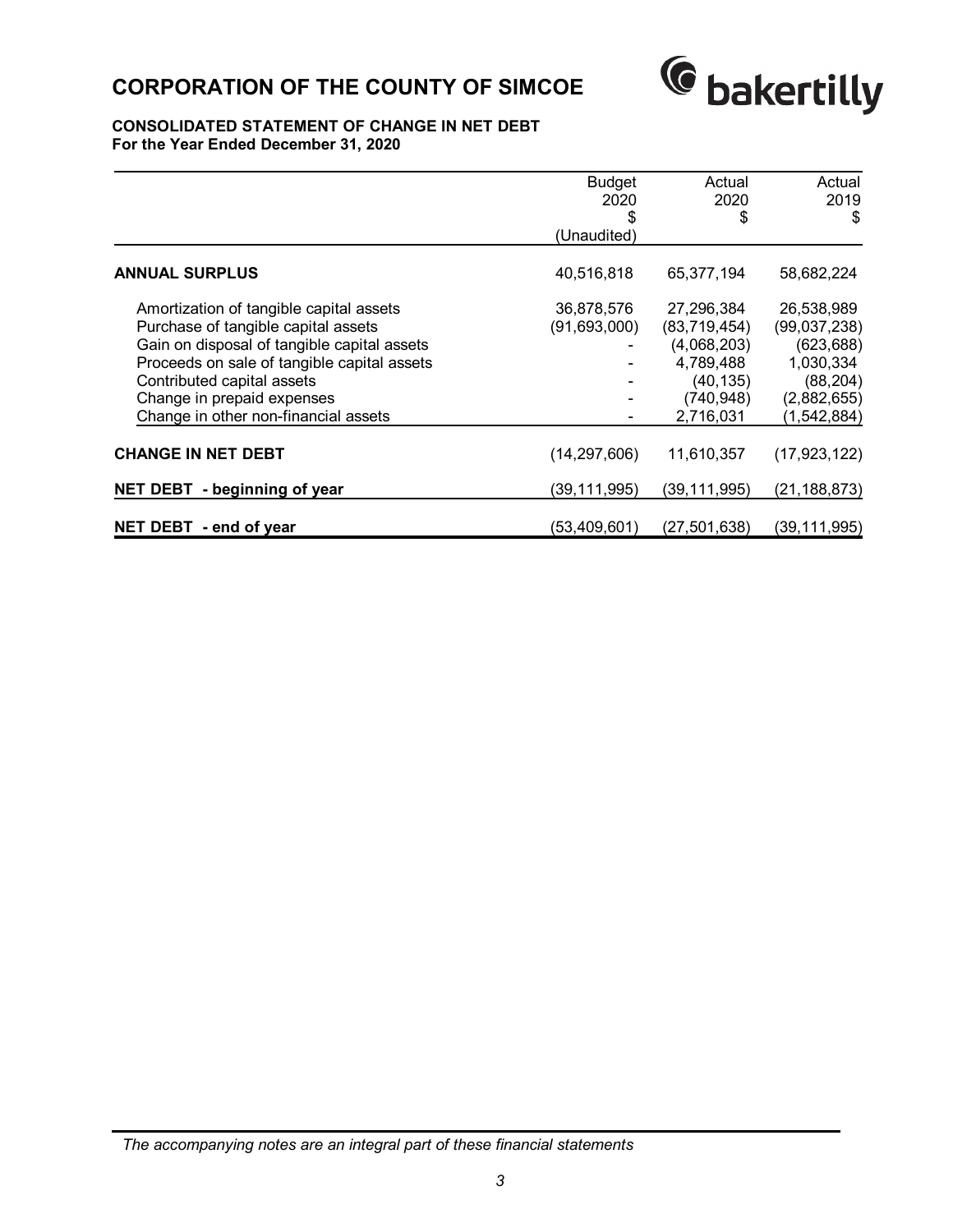# CORPORATION OF THE COUNTY OF SIMCOE

**CONSOLIDATED STATEMENT OF CHANGE IN NET DEBT**
**For the Year Ended December 31, 2020**

| | Budget 2020 $ (Unaudited) | Actual 2020 $ | Actual 2019 $ |
|---|---|---|---|
| **ANNUAL SURPLUS** | 40,516,818 | 65,377,194 | 58,682,224 |
| Amortization of tangible capital assets | 36,878,576 | 27,296,384 | 26,538,989 |
| Purchase of tangible capital assets | (91,693,000) | (83,719,454) | (99,037,238) |
| Gain on disposal of tangible capital assets | - | (4,068,203) | (623,688) |
| Proceeds on sale of tangible capital assets | - | 4,789,488 | 1,030,334 |
| Contributed capital assets | - | (40,135) | (88,204) |
| Change in prepaid expenses | - | (740,948) | (2,882,655) |
| Change in other non-financial assets | - | 2,716,031 | (1,542,884) |
| **CHANGE IN NET DEBT** | (14,297,606) | 11,610,357 | (17,923,122) |
| **NET DEBT - beginning of year** | (39,111,995) | (39,111,995) | (21,188,873) |
| **NET DEBT - end of year** | (53,409,601) | (27,501,638) | (39,111,995) |

*The accompanying notes are an integral part of these financial statements*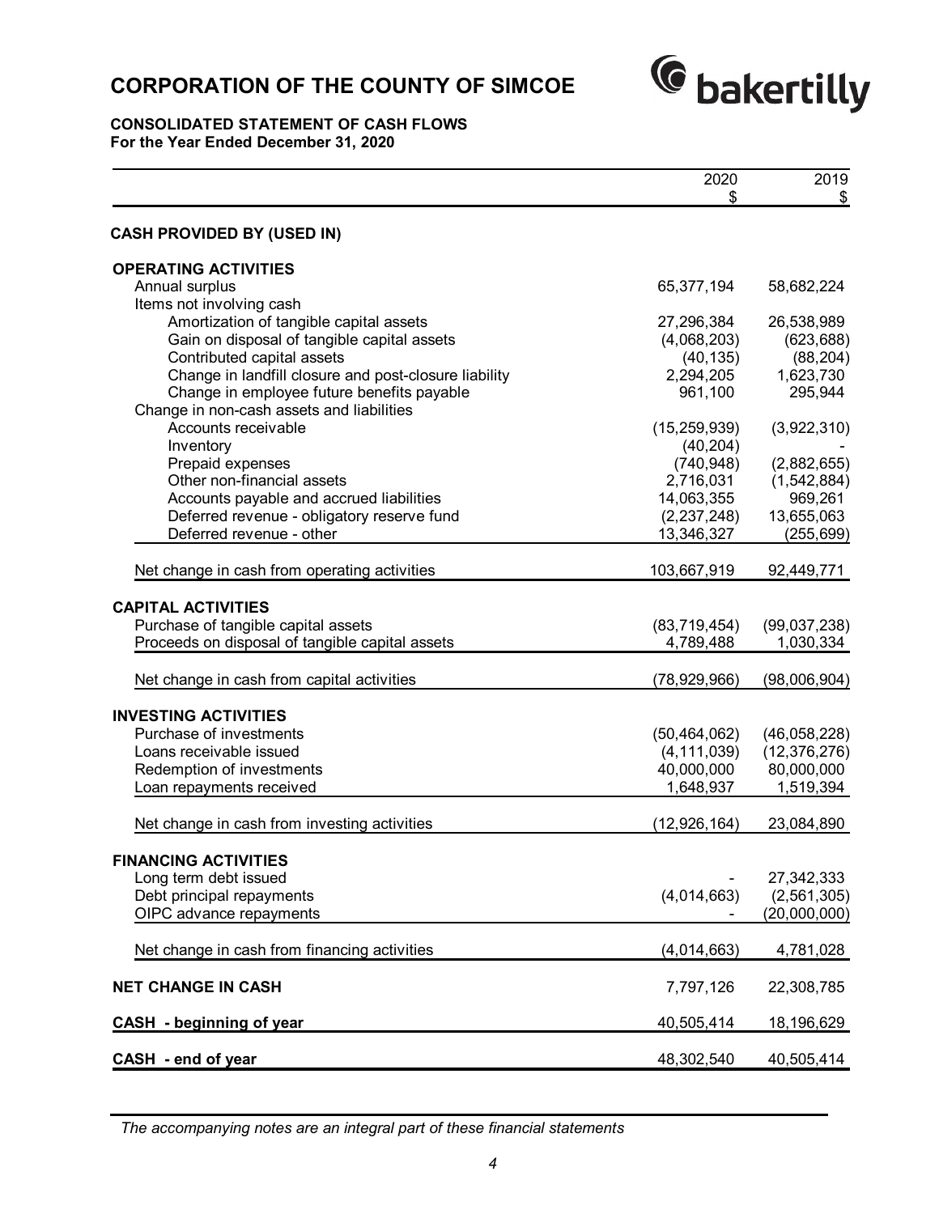# CORPORATION OF THE COUNTY OF SIMCOE

bakertilly

**CONSOLIDATED STATEMENT OF CASH FLOWS**
**For the Year Ended December 31, 2020**

| | 2020 $ | 2019 $ |
|---|---|---|
| **CASH PROVIDED BY (USED IN)** | | |
| **OPERATING ACTIVITIES** | | |
| Annual surplus | 65,377,194 | 58,682,224 |
| Items not involving cash | | |
| Amortization of tangible capital assets | 27,296,384 | 26,538,989 |
| Gain on disposal of tangible capital assets | (4,068,203) | (623,688) |
| Contributed capital assets | (40,135) | (88,204) |
| Change in landfill closure and post-closure liability | 2,294,205 | 1,623,730 |
| Change in employee future benefits payable | 961,100 | 295,944 |
| Change in non-cash assets and liabilities | | |
| Accounts receivable | (15,259,939) | (3,922,310) |
| Inventory | (40,204) | - |
| Prepaid expenses | (740,948) | (2,882,655) |
| Other non-financial assets | 2,716,031 | (1,542,884) |
| Accounts payable and accrued liabilities | 14,063,355 | 969,261 |
| Deferred revenue - obligatory reserve fund | (2,237,248) | 13,655,063 |
| Deferred revenue - other | 13,346,327 | (255,699) |
| Net change in cash from operating activities | 103,667,919 | 92,449,771 |
| **CAPITAL ACTIVITIES** | | |
| Purchase of tangible capital assets | (83,719,454) | (99,037,238) |
| Proceeds on disposal of tangible capital assets | 4,789,488 | 1,030,334 |
| Net change in cash from capital activities | (78,929,966) | (98,006,904) |
| **INVESTING ACTIVITIES** | | |
| Purchase of investments | (50,464,062) | (46,058,228) |
| Loans receivable issued | (4,111,039) | (12,376,276) |
| Redemption of investments | 40,000,000 | 80,000,000 |
| Loan repayments received | 1,648,937 | 1,519,394 |
| Net change in cash from investing activities | (12,926,164) | 23,084,890 |
| **FINANCING ACTIVITIES** | | |
| Long term debt issued | - | 27,342,333 |
| Debt principal repayments | (4,014,663) | (2,561,305) |
| OIPC advance repayments | - | (20,000,000) |
| Net change in cash from financing activities | (4,014,663) | 4,781,028 |
| **NET CHANGE IN CASH** | 7,797,126 | 22,308,785 |
| **CASH - beginning of year** | 40,505,414 | 18,196,629 |
| **CASH - end of year** | 48,302,540 | 40,505,414 |

*The accompanying notes are an integral part of these financial statements*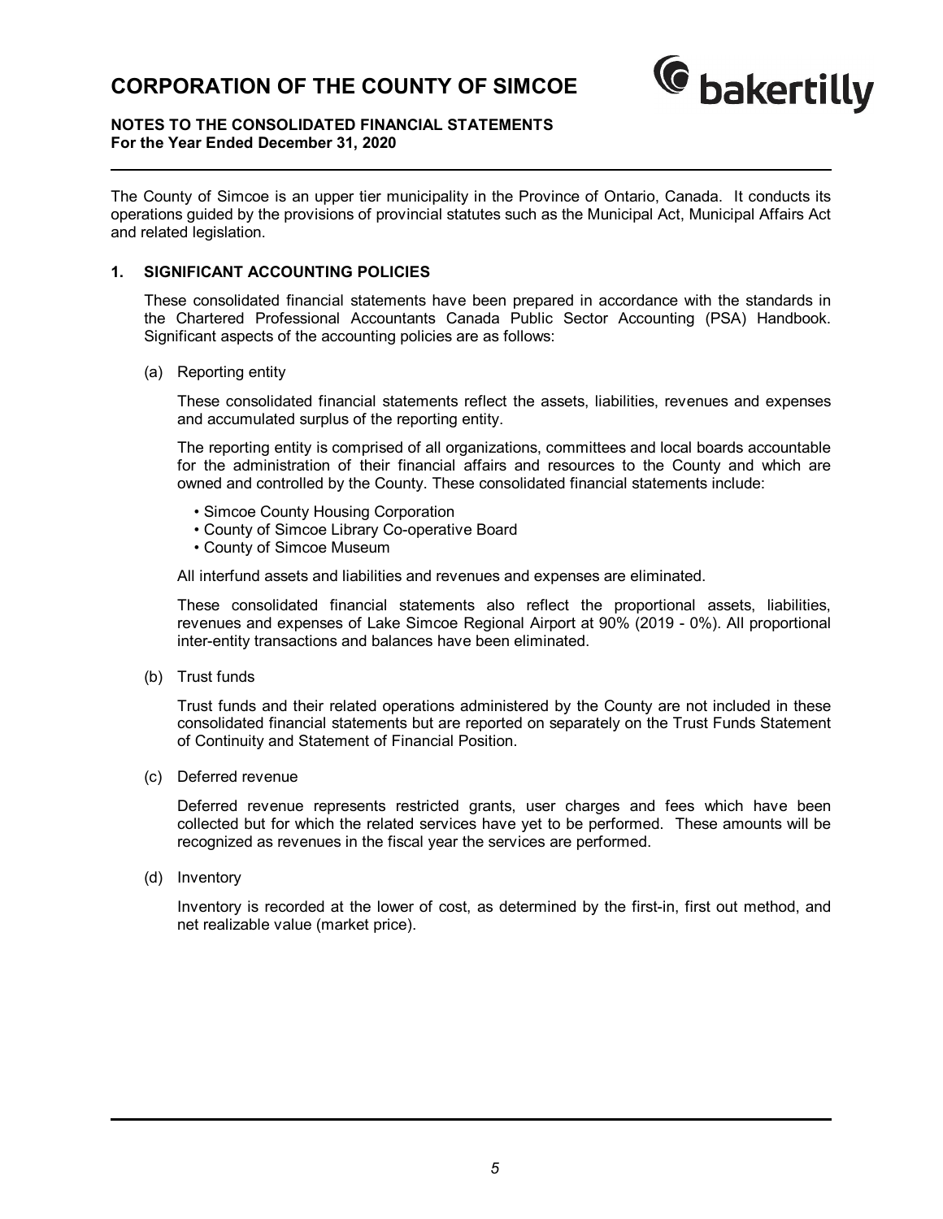The County of Simcoe is an upper tier municipality in the Province of Ontario, Canada. It conducts its operations guided by the provisions of provincial statutes such as the Municipal Act, Municipal Affairs Act and related legislation.

## 1. SIGNIFICANT ACCOUNTING POLICIES

These consolidated financial statements have been prepared in accordance with the standards in the Chartered Professional Accountants Canada Public Sector Accounting (PSA) Handbook. Significant aspects of the accounting policies are as follows:

### (a) Reporting entity

These consolidated financial statements reflect the assets, liabilities, revenues and expenses and accumulated surplus of the reporting entity.

The reporting entity is comprised of all organizations, committees and local boards accountable for the administration of their financial affairs and resources to the County and which are owned and controlled by the County. These consolidated financial statements include:

- Simcoe County Housing Corporation
- County of Simcoe Library Co-operative Board
- County of Simcoe Museum

All interfund assets and liabilities and revenues and expenses are eliminated.

These consolidated financial statements also reflect the proportional assets, liabilities, revenues and expenses of Lake Simcoe Regional Airport at 90% (2019 - 0%). All proportional inter-entity transactions and balances have been eliminated.

### (b) Trust funds

Trust funds and their related operations administered by the County are not included in these consolidated financial statements but are reported on separately on the Trust Funds Statement of Continuity and Statement of Financial Position.

### (c) Deferred revenue

Deferred revenue represents restricted grants, user charges and fees which have been collected but for which the related services have yet to be performed. These amounts will be recognized as revenues in the fiscal year the services are performed.

### (d) Inventory

Inventory is recorded at the lower of cost, as determined by the first-in, first out method, and net realizable value (market price).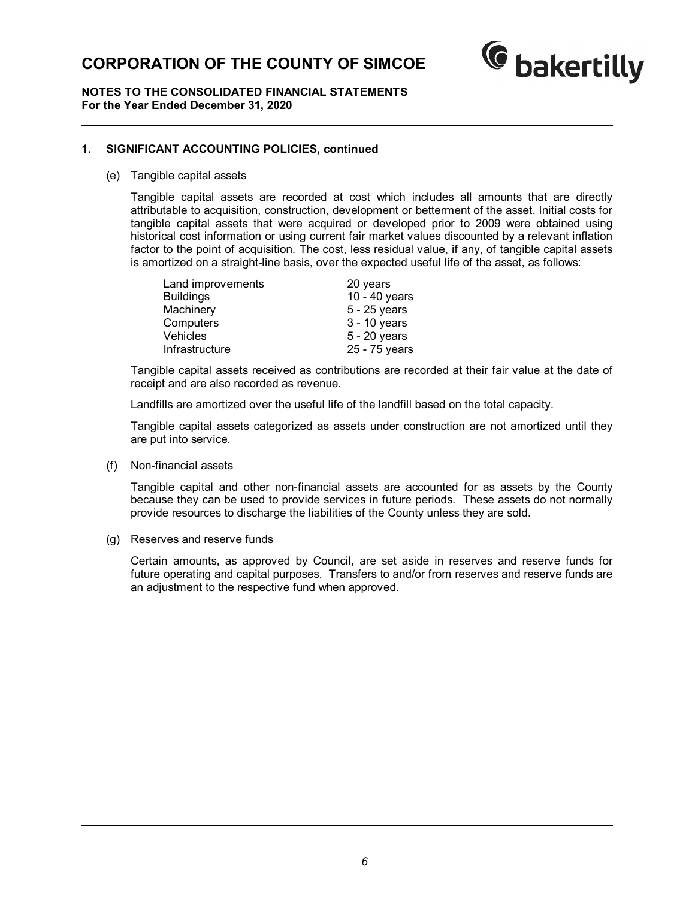# CORPORATION OF THE COUNTY OF SIMCOE

**NOTES TO THE CONSOLIDATED FINANCIAL STATEMENTS**
**For the Year Ended December 31, 2020**

## 1. SIGNIFICANT ACCOUNTING POLICIES, continued

(e) Tangible capital assets

Tangible capital assets are recorded at cost which includes all amounts that are directly attributable to acquisition, construction, development or betterment of the asset. Initial costs for tangible capital assets that were acquired or developed prior to 2009 were obtained using historical cost information or using current fair market values discounted by a relevant inflation factor to the point of acquisition. The cost, less residual value, if any, of tangible capital assets is amortized on a straight-line basis, over the expected useful life of the asset, as follows:

| | |
|---|---|
| Land improvements | 20 years |
| Buildings | 10 - 40 years |
| Machinery | 5 - 25 years |
| Computers | 3 - 10 years |
| Vehicles | 5 - 20 years |
| Infrastructure | 25 - 75 years |

Tangible capital assets received as contributions are recorded at their fair value at the date of receipt and are also recorded as revenue.

Landfills are amortized over the useful life of the landfill based on the total capacity.

Tangible capital assets categorized as assets under construction are not amortized until they are put into service.

(f) Non-financial assets

Tangible capital and other non-financial assets are accounted for as assets by the County because they can be used to provide services in future periods. These assets do not normally provide resources to discharge the liabilities of the County unless they are sold.

(g) Reserves and reserve funds

Certain amounts, as approved by Council, are set aside in reserves and reserve funds for future operating and capital purposes. Transfers to and/or from reserves and reserve funds are an adjustment to the respective fund when approved.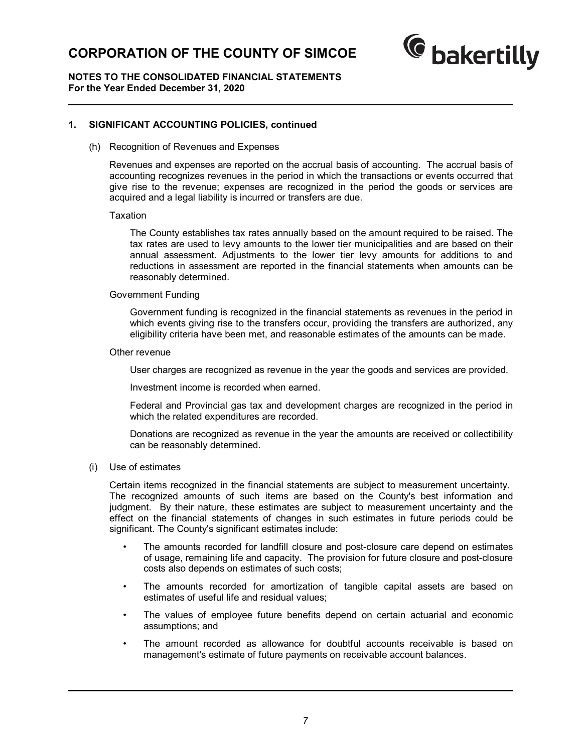## 1. SIGNIFICANT ACCOUNTING POLICIES, continued

(h) Recognition of Revenues and Expenses

Revenues and expenses are reported on the accrual basis of accounting. The accrual basis of accounting recognizes revenues in the period in which the transactions or events occurred that give rise to the revenue; expenses are recognized in the period the goods or services are acquired and a legal liability is incurred or transfers are due.

Taxation

The County establishes tax rates annually based on the amount required to be raised. The tax rates are used to levy amounts to the lower tier municipalities and are based on their annual assessment. Adjustments to the lower tier levy amounts for additions to and reductions in assessment are reported in the financial statements when amounts can be reasonably determined.

Government Funding

Government funding is recognized in the financial statements as revenues in the period in which events giving rise to the transfers occur, providing the transfers are authorized, any eligibility criteria have been met, and reasonable estimates of the amounts can be made.

Other revenue

User charges are recognized as revenue in the year the goods and services are provided.

Investment income is recorded when earned.

Federal and Provincial gas tax and development charges are recognized in the period in which the related expenditures are recorded.

Donations are recognized as revenue in the year the amounts are received or collectibility can be reasonably determined.

(i) Use of estimates

Certain items recognized in the financial statements are subject to measurement uncertainty. The recognized amounts of such items are based on the County's best information and judgment. By their nature, these estimates are subject to measurement uncertainty and the effect on the financial statements of changes in such estimates in future periods could be significant. The County's significant estimates include:

- The amounts recorded for landfill closure and post-closure care depend on estimates of usage, remaining life and capacity. The provision for future closure and post-closure costs also depends on estimates of such costs;
- The amounts recorded for amortization of tangible capital assets are based on estimates of useful life and residual values;
- The values of employee future benefits depend on certain actuarial and economic assumptions; and
- The amount recorded as allowance for doubtful accounts receivable is based on management's estimate of future payments on receivable account balances.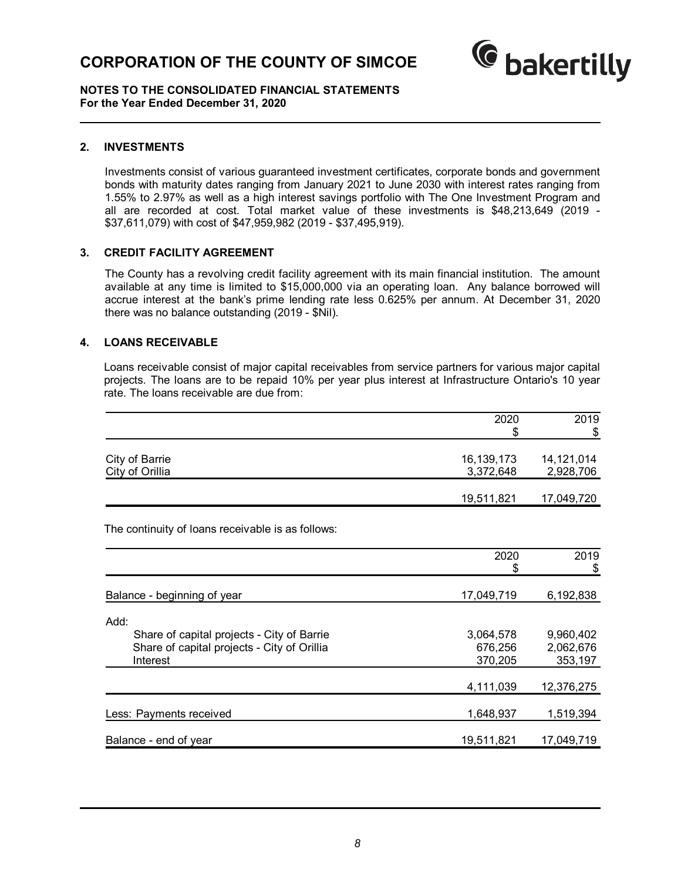## 2. INVESTMENTS

Investments consist of various guaranteed investment certificates, corporate bonds and government bonds with maturity dates ranging from January 2021 to June 2030 with interest rates ranging from 1.55% to 2.97% as well as a high interest savings portfolio with The One Investment Program and all are recorded at cost. Total market value of these investments is $48,213,649 (2019 - $37,611,079) with cost of $47,959,982 (2019 - $37,495,919).

## 3. CREDIT FACILITY AGREEMENT

The County has a revolving credit facility agreement with its main financial institution. The amount available at any time is limited to $15,000,000 via an operating loan. Any balance borrowed will accrue interest at the bank's prime lending rate less 0.625% per annum. At December 31, 2020 there was no balance outstanding (2019 - $Nil).

## 4. LOANS RECEIVABLE

Loans receivable consist of major capital receivables from service partners for various major capital projects. The loans are to be repaid 10% per year plus interest at Infrastructure Ontario's 10 year rate. The loans receivable are due from:

| | 2020<br>$ | 2019<br>$ |
|---|---|---|
| City of Barrie | 16,139,173 | 14,121,014 |
| City of Orillia | 3,372,648 | 2,928,706 |
| | 19,511,821 | 17,049,720 |

The continuity of loans receivable is as follows:

| | 2020<br>$ | 2019<br>$ |
|---|---|---|
| Balance - beginning of year | 17,049,719 | 6,192,838 |
| Add: | | |
| Share of capital projects - City of Barrie | 3,064,578 | 9,960,402 |
| Share of capital projects - City of Orillia | 676,256 | 2,062,676 |
| Interest | 370,205 | 353,197 |
| | 4,111,039 | 12,376,275 |
| Less: Payments received | 1,648,937 | 1,519,394 |
| Balance - end of year | 19,511,821 | 17,049,719 |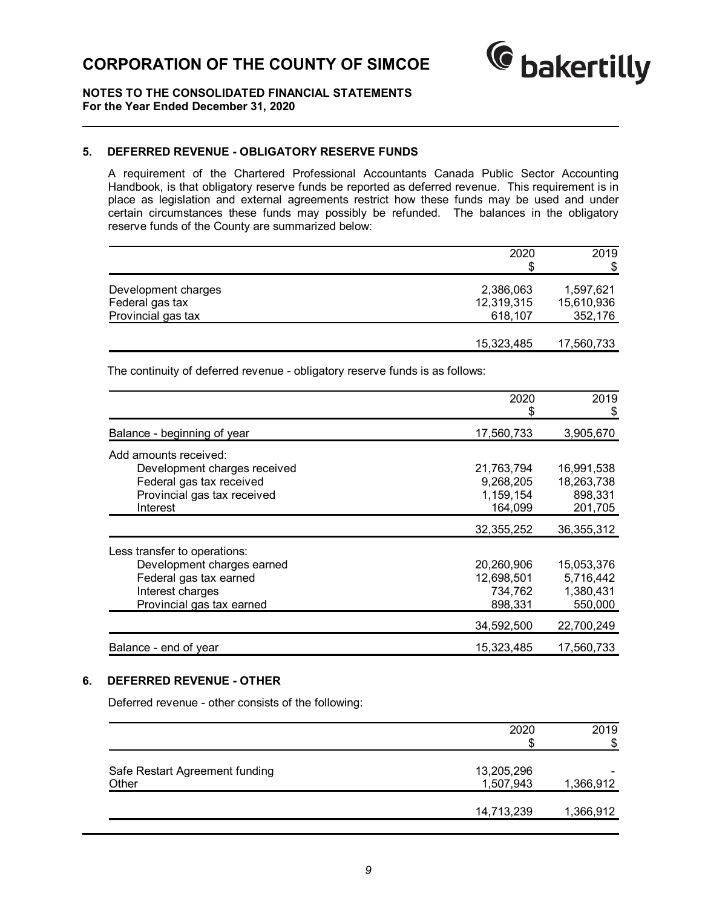# CORPORATION OF THE COUNTY OF SIMCOE

**NOTES TO THE CONSOLIDATED FINANCIAL STATEMENTS**
**For the Year Ended December 31, 2020**

## 5. DEFERRED REVENUE - OBLIGATORY RESERVE FUNDS

A requirement of the Chartered Professional Accountants Canada Public Sector Accounting Handbook, is that obligatory reserve funds be reported as deferred revenue. This requirement is in place as legislation and external agreements restrict how these funds may be used and under certain circumstances these funds may possibly be refunded. The balances in the obligatory reserve funds of the County are summarized below:

| | 2020<br>$ | 2019<br>$ |
|---|---:|---:|
| Development charges | 2,386,063 | 1,597,621 |
| Federal gas tax | 12,319,315 | 15,610,936 |
| Provincial gas tax | 618,107 | 352,176 |
| | 15,323,485 | 17,560,733 |

The continuity of deferred revenue - obligatory reserve funds is as follows:

| | 2020<br>$ | 2019<br>$ |
|---|---:|---:|
| Balance - beginning of year | 17,560,733 | 3,905,670 |
| Add amounts received: | | |
| Development charges received | 21,763,794 | 16,991,538 |
| Federal gas tax received | 9,268,205 | 18,263,738 |
| Provincial gas tax received | 1,159,154 | 898,331 |
| Interest | 164,099 | 201,705 |
| | 32,355,252 | 36,355,312 |
| Less transfer to operations: | | |
| Development charges earned | 20,260,906 | 15,053,376 |
| Federal gas tax earned | 12,698,501 | 5,716,442 |
| Interest charges | 734,762 | 1,380,431 |
| Provincial gas tax earned | 898,331 | 550,000 |
| | 34,592,500 | 22,700,249 |
| Balance - end of year | 15,323,485 | 17,560,733 |

## 6. DEFERRED REVENUE - OTHER

Deferred revenue - other consists of the following:

| | 2020<br>$ | 2019<br>$ |
|---|---:|---:|
| Safe Restart Agreement funding | 13,205,296 | - |
| Other | 1,507,943 | 1,366,912 |
| | 14,713,239 | 1,366,912 |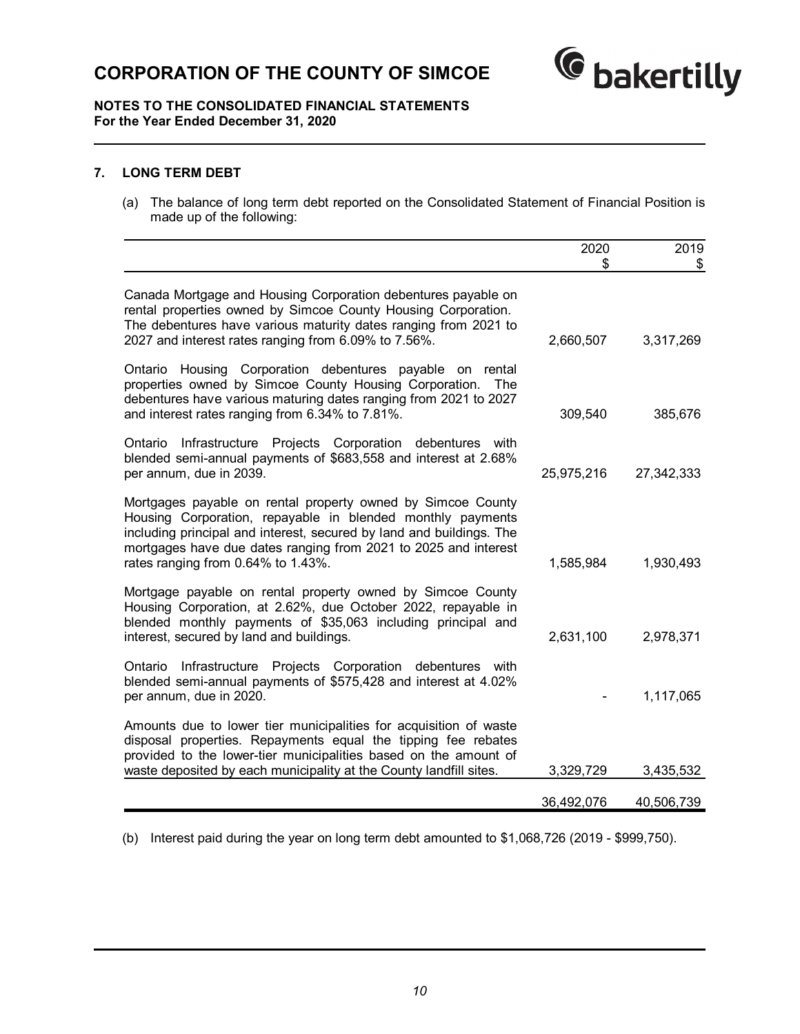## 7. LONG TERM DEBT

(a) The balance of long term debt reported on the Consolidated Statement of Financial Position is made up of the following:

| | 2020<br>$ | 2019<br>$ |
|---|---|---|
| Canada Mortgage and Housing Corporation debentures payable on rental properties owned by Simcoe County Housing Corporation. The debentures have various maturity dates ranging from 2021 to 2027 and interest rates ranging from 6.09% to 7.56%. | 2,660,507 | 3,317,269 |
| Ontario Housing Corporation debentures payable on rental properties owned by Simcoe County Housing Corporation. The debentures have various maturing dates ranging from 2021 to 2027 and interest rates ranging from 6.34% to 7.81%. | 309,540 | 385,676 |
| Ontario Infrastructure Projects Corporation debentures with blended semi-annual payments of $683,558 and interest at 2.68% per annum, due in 2039. | 25,975,216 | 27,342,333 |
| Mortgages payable on rental property owned by Simcoe County Housing Corporation, repayable in blended monthly payments including principal and interest, secured by land and buildings. The mortgages have due dates ranging from 2021 to 2025 and interest rates ranging from 0.64% to 1.43%. | 1,585,984 | 1,930,493 |
| Mortgage payable on rental property owned by Simcoe County Housing Corporation, at 2.62%, due October 2022, repayable in blended monthly payments of $35,063 including principal and interest, secured by land and buildings. | 2,631,100 | 2,978,371 |
| Ontario Infrastructure Projects Corporation debentures with blended semi-annual payments of $575,428 and interest at 4.02% per annum, due in 2020. | - | 1,117,065 |
| Amounts due to lower tier municipalities for acquisition of waste disposal properties. Repayments equal the tipping fee rebates provided to the lower-tier municipalities based on the amount of waste deposited by each municipality at the County landfill sites. | 3,329,729 | 3,435,532 |
| | 36,492,076 | 40,506,739 |

(b) Interest paid during the year on long term debt amounted to $1,068,726 (2019 - $999,750).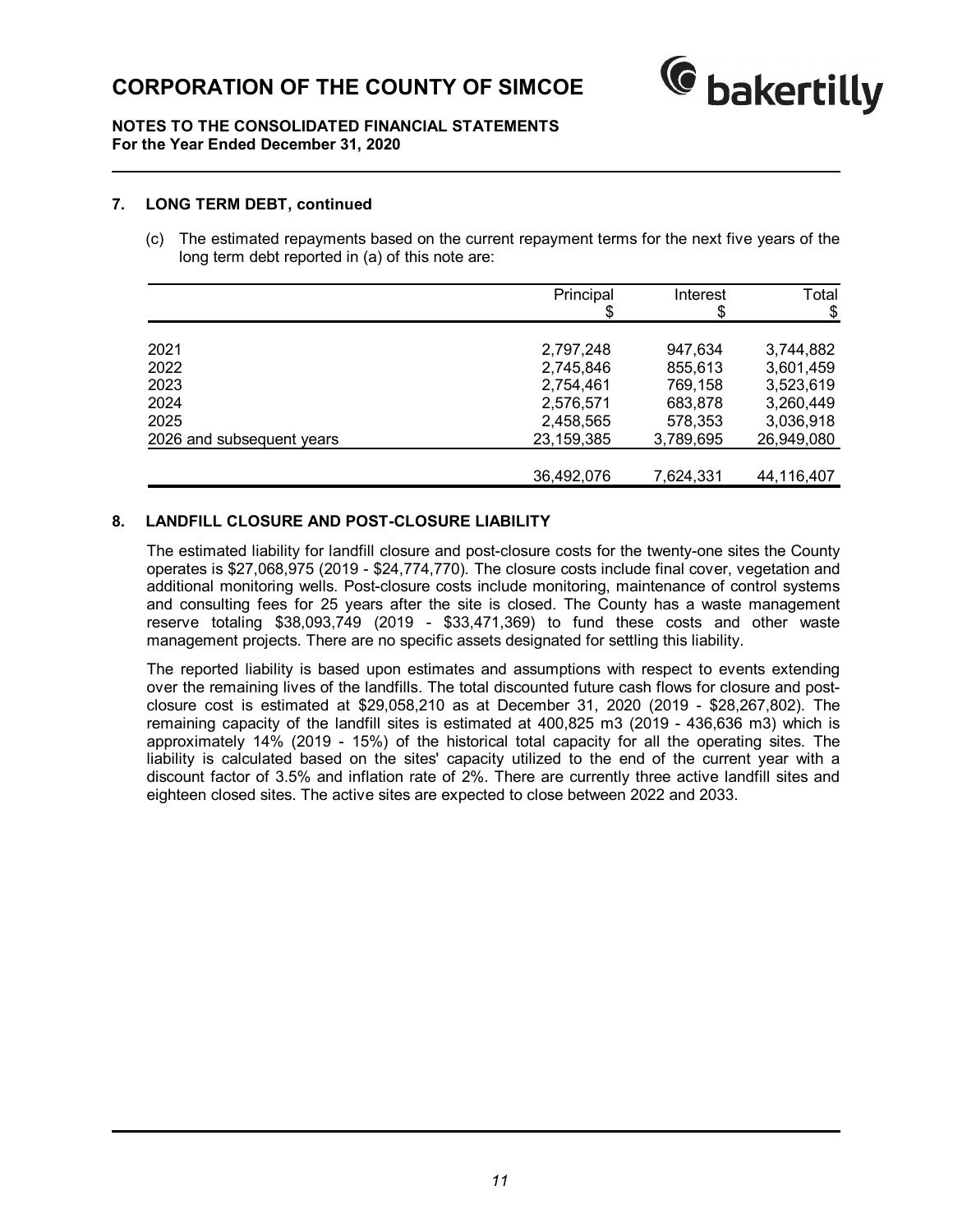## 7. LONG TERM DEBT, continued

(c) The estimated repayments based on the current repayment terms for the next five years of the long term debt reported in (a) of this note are:

| | Principal<br>$ | Interest<br>$ | Total<br>$ |
|---|---|---|---|
| 2021 | 2,797,248 | 947,634 | 3,744,882 |
| 2022 | 2,745,846 | 855,613 | 3,601,459 |
| 2023 | 2,754,461 | 769,158 | 3,523,619 |
| 2024 | 2,576,571 | 683,878 | 3,260,449 |
| 2025 | 2,458,565 | 578,353 | 3,036,918 |
| 2026 and subsequent years | 23,159,385 | 3,789,695 | 26,949,080 |
| | 36,492,076 | 7,624,331 | 44,116,407 |

## 8. LANDFILL CLOSURE AND POST-CLOSURE LIABILITY

The estimated liability for landfill closure and post-closure costs for the twenty-one sites the County operates is $27,068,975 (2019 - $24,774,770). The closure costs include final cover, vegetation and additional monitoring wells. Post-closure costs include monitoring, maintenance of control systems and consulting fees for 25 years after the site is closed. The County has a waste management reserve totaling $38,093,749 (2019 - $33,471,369) to fund these costs and other waste management projects. There are no specific assets designated for settling this liability.

The reported liability is based upon estimates and assumptions with respect to events extending over the remaining lives of the landfills. The total discounted future cash flows for closure and post-closure cost is estimated at $29,058,210 as at December 31, 2020 (2019 - $28,267,802). The remaining capacity of the landfill sites is estimated at 400,825 m3 (2019 - 436,636 m3) which is approximately 14% (2019 - 15%) of the historical total capacity for all the operating sites. The liability is calculated based on the sites' capacity utilized to the end of the current year with a discount factor of 3.5% and inflation rate of 2%. There are currently three active landfill sites and eighteen closed sites. The active sites are expected to close between 2022 and 2033.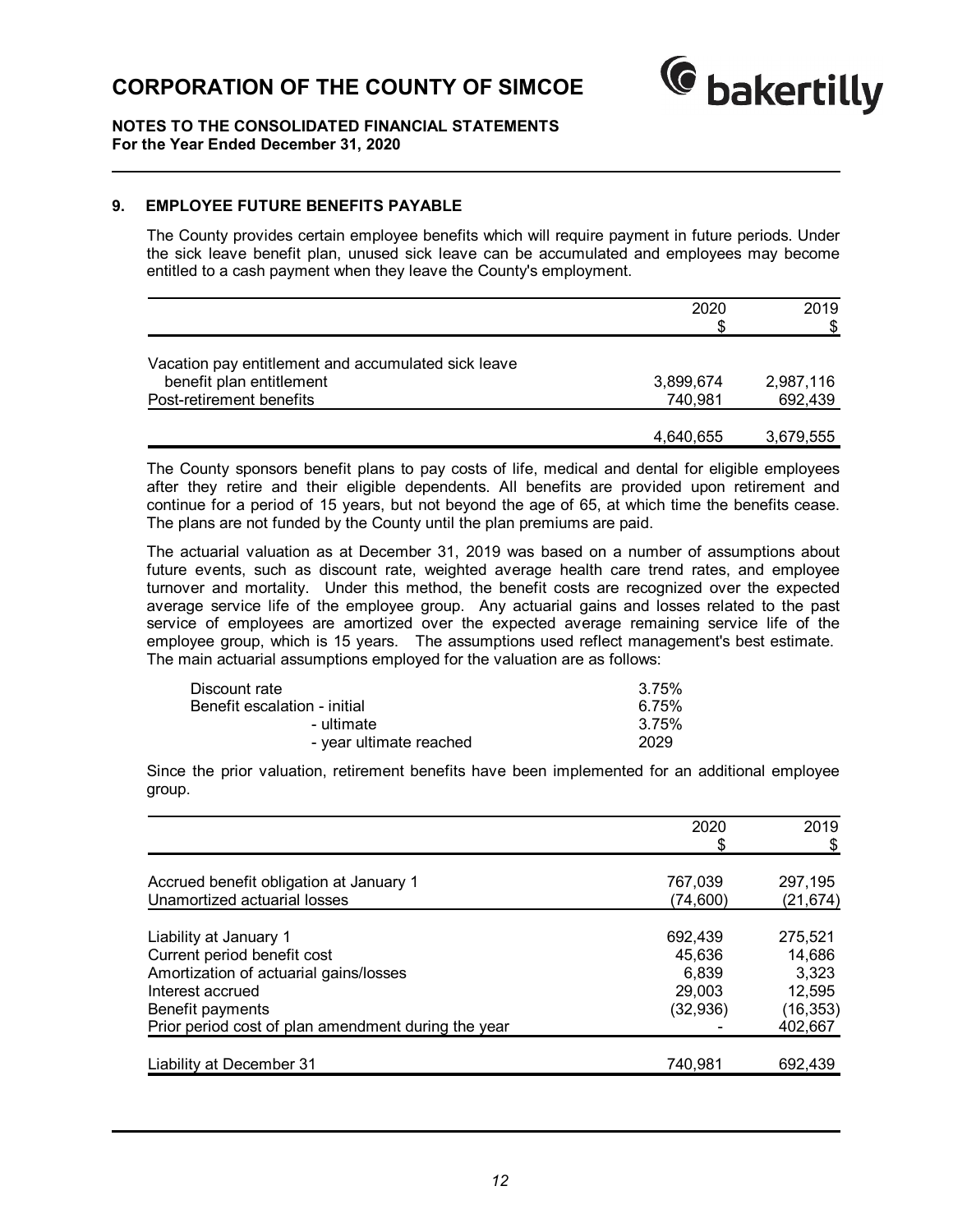## 9. EMPLOYEE FUTURE BENEFITS PAYABLE

The County provides certain employee benefits which will require payment in future periods. Under the sick leave benefit plan, unused sick leave can be accumulated and employees may become entitled to a cash payment when they leave the County's employment.

| | 2020<br>$ | 2019<br>$ |
|---|---|---|
| Vacation pay entitlement and accumulated sick leave benefit plan entitlement | 3,899,674 | 2,987,116 |
| Post-retirement benefits | 740,981 | 692,439 |
| | 4,640,655 | 3,679,555 |

The County sponsors benefit plans to pay costs of life, medical and dental for eligible employees after they retire and their eligible dependents. All benefits are provided upon retirement and continue for a period of 15 years, but not beyond the age of 65, at which time the benefits cease. The plans are not funded by the County until the plan premiums are paid.

The actuarial valuation as at December 31, 2019 was based on a number of assumptions about future events, such as discount rate, weighted average health care trend rates, and employee turnover and mortality. Under this method, the benefit costs are recognized over the expected average service life of the employee group. Any actuarial gains and losses related to the past service of employees are amortized over the expected average remaining service life of the employee group, which is 15 years. The assumptions used reflect management's best estimate. The main actuarial assumptions employed for the valuation are as follows:

| | |
|---|---|
| Discount rate | 3.75% |
| Benefit escalation - initial | 6.75% |
| - ultimate | 3.75% |
| - year ultimate reached | 2029 |

Since the prior valuation, retirement benefits have been implemented for an additional employee group.

| | 2020<br>$ | 2019<br>$ |
|---|---|---|
| Accrued benefit obligation at January 1 | 767,039 | 297,195 |
| Unamortized actuarial losses | (74,600) | (21,674) |
| Liability at January 1 | 692,439 | 275,521 |
| Current period benefit cost | 45,636 | 14,686 |
| Amortization of actuarial gains/losses | 6,839 | 3,323 |
| Interest accrued | 29,003 | 12,595 |
| Benefit payments | (32,936) | (16,353) |
| Prior period cost of plan amendment during the year | - | 402,667 |
| Liability at December 31 | 740,981 | 692,439 |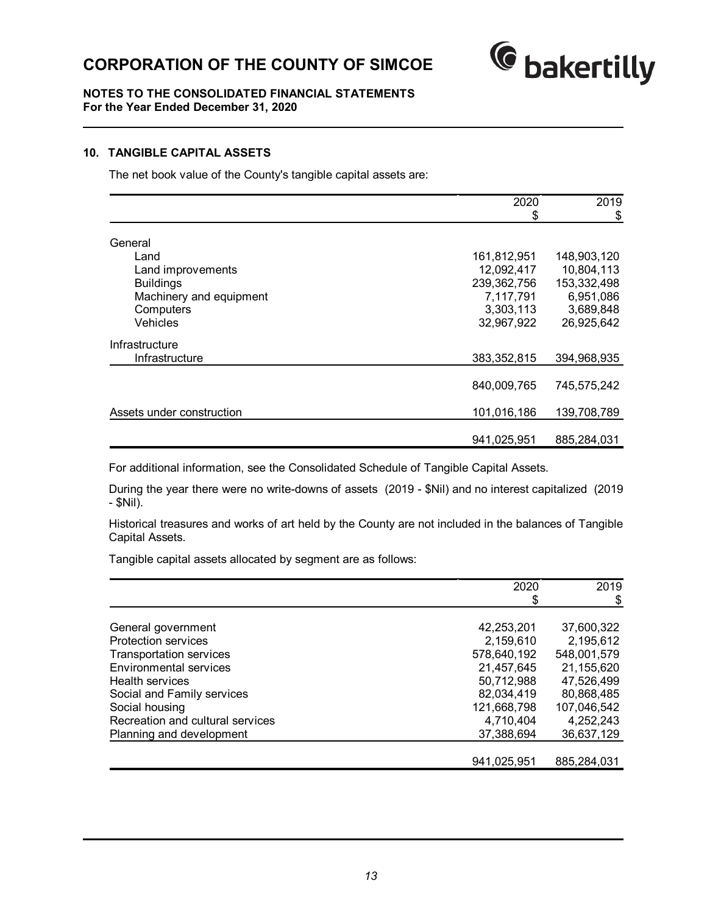## 10. TANGIBLE CAPITAL ASSETS

The net book value of the County's tangible capital assets are:

| | 2020<br>$ | 2019<br>$ |
|---|---|---|
| General | | |
| Land | 161,812,951 | 148,903,120 |
| Land improvements | 12,092,417 | 10,804,113 |
| Buildings | 239,362,756 | 153,332,498 |
| Machinery and equipment | 7,117,791 | 6,951,086 |
| Computers | 3,303,113 | 3,689,848 |
| Vehicles | 32,967,922 | 26,925,642 |
| Infrastructure | | |
| Infrastructure | 383,352,815 | 394,968,935 |
| | 840,009,765 | 745,575,242 |
| Assets under construction | 101,016,186 | 139,708,789 |
| | 941,025,951 | 885,284,031 |

For additional information, see the Consolidated Schedule of Tangible Capital Assets.

During the year there were no write-downs of assets (2019 - $Nil) and no interest capitalized (2019 - $Nil).

Historical treasures and works of art held by the County are not included in the balances of Tangible Capital Assets.

Tangible capital assets allocated by segment are as follows:

| | 2020<br>$ | 2019<br>$ |
|---|---|---|
| General government | 42,253,201 | 37,600,322 |
| Protection services | 2,159,610 | 2,195,612 |
| Transportation services | 578,640,192 | 548,001,579 |
| Environmental services | 21,457,645 | 21,155,620 |
| Health services | 50,712,988 | 47,526,499 |
| Social and Family services | 82,034,419 | 80,868,485 |
| Social housing | 121,668,798 | 107,046,542 |
| Recreation and cultural services | 4,710,404 | 4,252,243 |
| Planning and development | 37,388,694 | 36,637,129 |
| | 941,025,951 | 885,284,031 |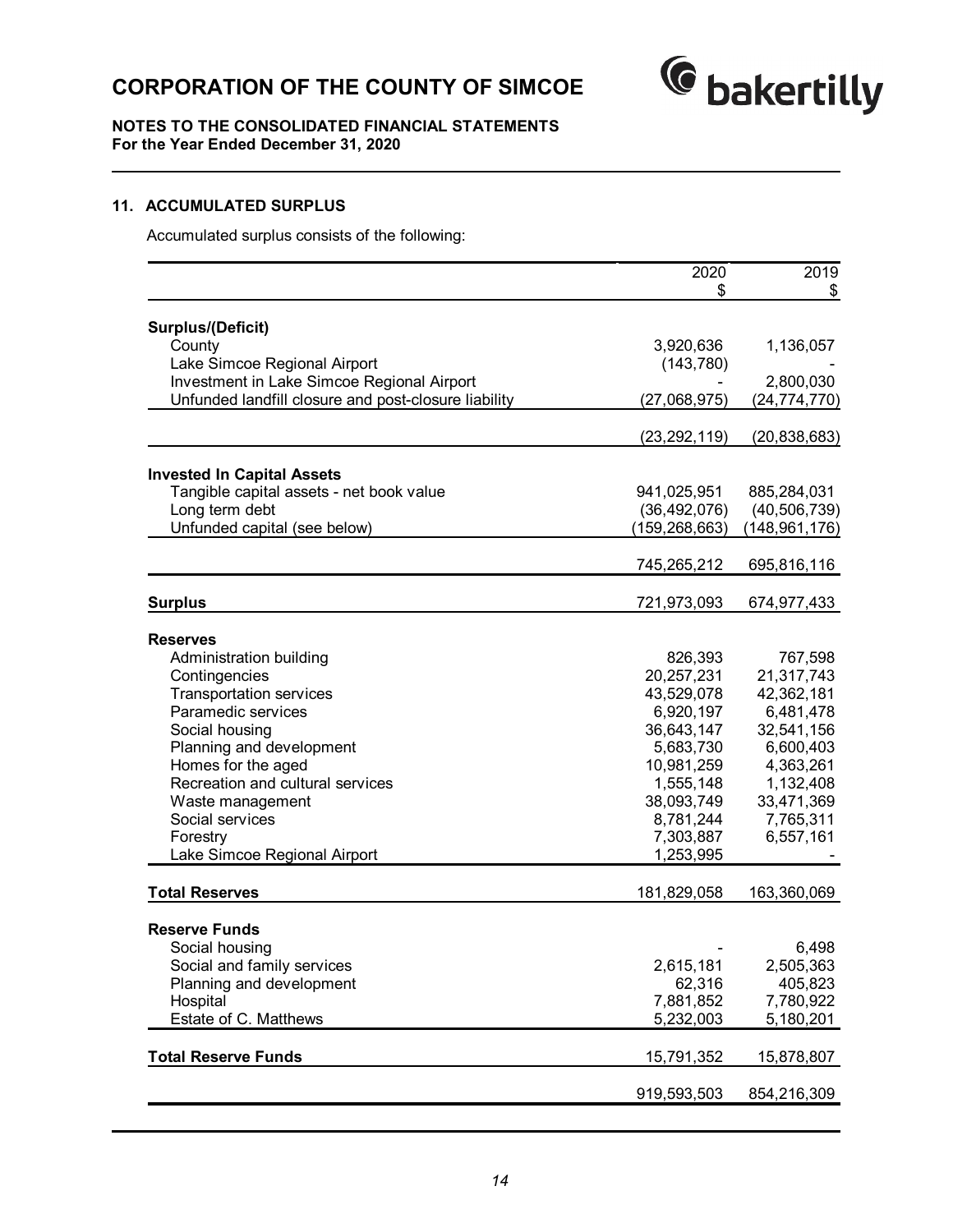## 11. ACCUMULATED SURPLUS

Accumulated surplus consists of the following:

| | 2020<br>$ | 2019<br>$ |
|---|---:|---:|
| **Surplus/(Deficit)** | | |
| County | 3,920,636 | 1,136,057 |
| Lake Simcoe Regional Airport | (143,780) | - |
| Investment in Lake Simcoe Regional Airport | - | 2,800,030 |
| Unfunded landfill closure and post-closure liability | (27,068,975) | (24,774,770) |
| | (23,292,119) | (20,838,683) |
| **Invested In Capital Assets** | | |
| Tangible capital assets - net book value | 941,025,951 | 885,284,031 |
| Long term debt | (36,492,076) | (40,506,739) |
| Unfunded capital (see below) | (159,268,663) | (148,961,176) |
| | 745,265,212 | 695,816,116 |
| **Surplus** | 721,973,093 | 674,977,433 |
| **Reserves** | | |
| Administration building | 826,393 | 767,598 |
| Contingencies | 20,257,231 | 21,317,743 |
| Transportation services | 43,529,078 | 42,362,181 |
| Paramedic services | 6,920,197 | 6,481,478 |
| Social housing | 36,643,147 | 32,541,156 |
| Planning and development | 5,683,730 | 6,600,403 |
| Homes for the aged | 10,981,259 | 4,363,261 |
| Recreation and cultural services | 1,555,148 | 1,132,408 |
| Waste management | 38,093,749 | 33,471,369 |
| Social services | 8,781,244 | 7,765,311 |
| Forestry | 7,303,887 | 6,557,161 |
| Lake Simcoe Regional Airport | 1,253,995 | - |
| **Total Reserves** | 181,829,058 | 163,360,069 |
| **Reserve Funds** | | |
| Social housing | - | 6,498 |
| Social and family services | 2,615,181 | 2,505,363 |
| Planning and development | 62,316 | 405,823 |
| Hospital | 7,881,852 | 7,780,922 |
| Estate of C. Matthews | 5,232,003 | 5,180,201 |
| **Total Reserve Funds** | 15,791,352 | 15,878,807 |
| | 919,593,503 | 854,216,309 |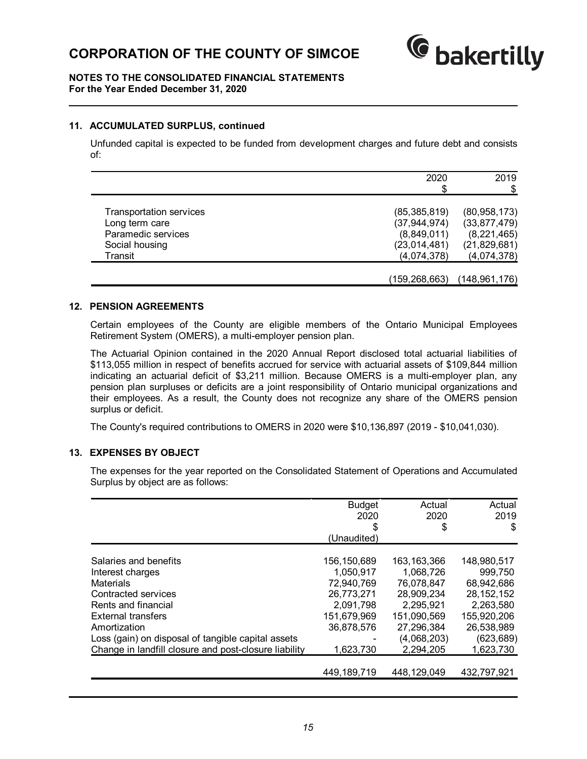## 11. ACCUMULATED SURPLUS, continued

Unfunded capital is expected to be funded from development charges and future debt and consists of:

| | 2020<br>$ | 2019<br>$ |
|---|---|---|
| Transportation services | (85,385,819) | (80,958,173) |
| Long term care | (37,944,974) | (33,877,479) |
| Paramedic services | (8,849,011) | (8,221,465) |
| Social housing | (23,014,481) | (21,829,681) |
| Transit | (4,074,378) | (4,074,378) |
| | (159,268,663) | (148,961,176) |

## 12. PENSION AGREEMENTS

Certain employees of the County are eligible members of the Ontario Municipal Employees Retirement System (OMERS), a multi-employer pension plan.

The Actuarial Opinion contained in the 2020 Annual Report disclosed total actuarial liabilities of $113,055 million in respect of benefits accrued for service with actuarial assets of $109,844 million indicating an actuarial deficit of $3,211 million. Because OMERS is a multi-employer plan, any pension plan surpluses or deficits are a joint responsibility of Ontario municipal organizations and their employees. As a result, the County does not recognize any share of the OMERS pension surplus or deficit.

The County's required contributions to OMERS in 2020 were $10,136,897 (2019 - $10,041,030).

## 13. EXPENSES BY OBJECT

The expenses for the year reported on the Consolidated Statement of Operations and Accumulated Surplus by object are as follows:

| | Budget<br>2020<br>$<br>(Unaudited) | Actual<br>2020<br>$ | Actual<br>2019<br>$ |
|---|---|---|---|
| Salaries and benefits | 156,150,689 | 163,163,366 | 148,980,517 |
| Interest charges | 1,050,917 | 1,068,726 | 999,750 |
| Materials | 72,940,769 | 76,078,847 | 68,942,686 |
| Contracted services | 26,773,271 | 28,909,234 | 28,152,152 |
| Rents and financial | 2,091,798 | 2,295,921 | 2,263,580 |
| External transfers | 151,679,969 | 151,090,569 | 155,920,206 |
| Amortization | 36,878,576 | 27,296,384 | 26,538,989 |
| Loss (gain) on disposal of tangible capital assets | - | (4,068,203) | (623,689) |
| Change in landfill closure and post-closure liability | 1,623,730 | 2,294,205 | 1,623,730 |
| | 449,189,719 | 448,129,049 | 432,797,921 |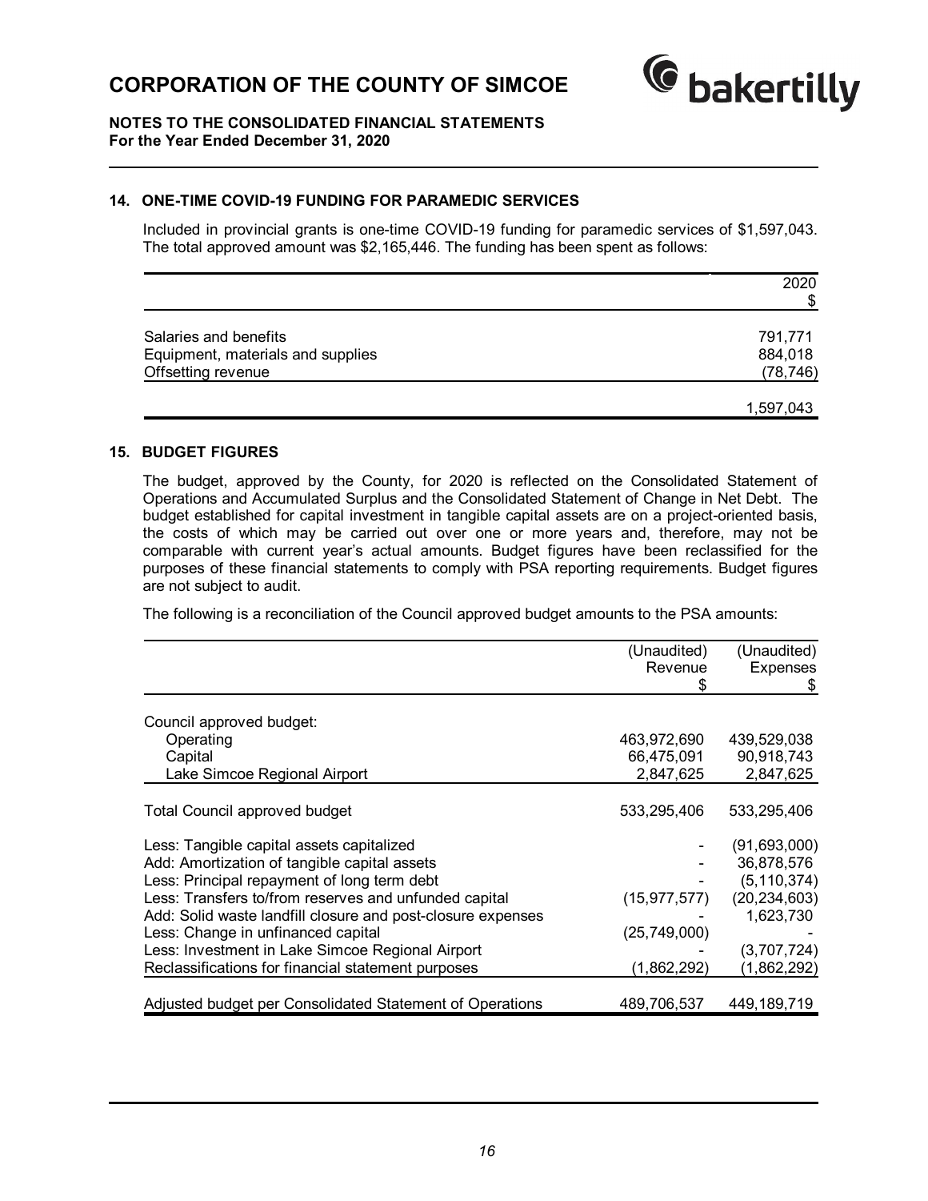## 14. ONE-TIME COVID-19 FUNDING FOR PARAMEDIC SERVICES

Included in provincial grants is one-time COVID-19 funding for paramedic services of $1,597,043. The total approved amount was $2,165,446. The funding has been spent as follows:

| | 2020 $ |
|---|---|
| Salaries and benefits | 791,771 |
| Equipment, materials and supplies | 884,018 |
| Offsetting revenue | (78,746) |
| | 1,597,043 |

## 15. BUDGET FIGURES

The budget, approved by the County, for 2020 is reflected on the Consolidated Statement of Operations and Accumulated Surplus and the Consolidated Statement of Change in Net Debt. The budget established for capital investment in tangible capital assets are on a project-oriented basis, the costs of which may be carried out over one or more years and, therefore, may not be comparable with current year's actual amounts. Budget figures have been reclassified for the purposes of these financial statements to comply with PSA reporting requirements. Budget figures are not subject to audit.

The following is a reconciliation of the Council approved budget amounts to the PSA amounts:

| | (Unaudited) Revenue $ | (Unaudited) Expenses $ |
|---|---|---|
| Council approved budget: | | |
| Operating | 463,972,690 | 439,529,038 |
| Capital | 66,475,091 | 90,918,743 |
| Lake Simcoe Regional Airport | 2,847,625 | 2,847,625 |
| Total Council approved budget | 533,295,406 | 533,295,406 |
| Less: Tangible capital assets capitalized | - | (91,693,000) |
| Add: Amortization of tangible capital assets | - | 36,878,576 |
| Less: Principal repayment of long term debt | - | (5,110,374) |
| Less: Transfers to/from reserves and unfunded capital | (15,977,577) | (20,234,603) |
| Add: Solid waste landfill closure and post-closure expenses | - | 1,623,730 |
| Less: Change in unfinanced capital | (25,749,000) | - |
| Less: Investment in Lake Simcoe Regional Airport | - | (3,707,724) |
| Reclassifications for financial statement purposes | (1,862,292) | (1,862,292) |
| Adjusted budget per Consolidated Statement of Operations | 489,706,537 | 449,189,719 |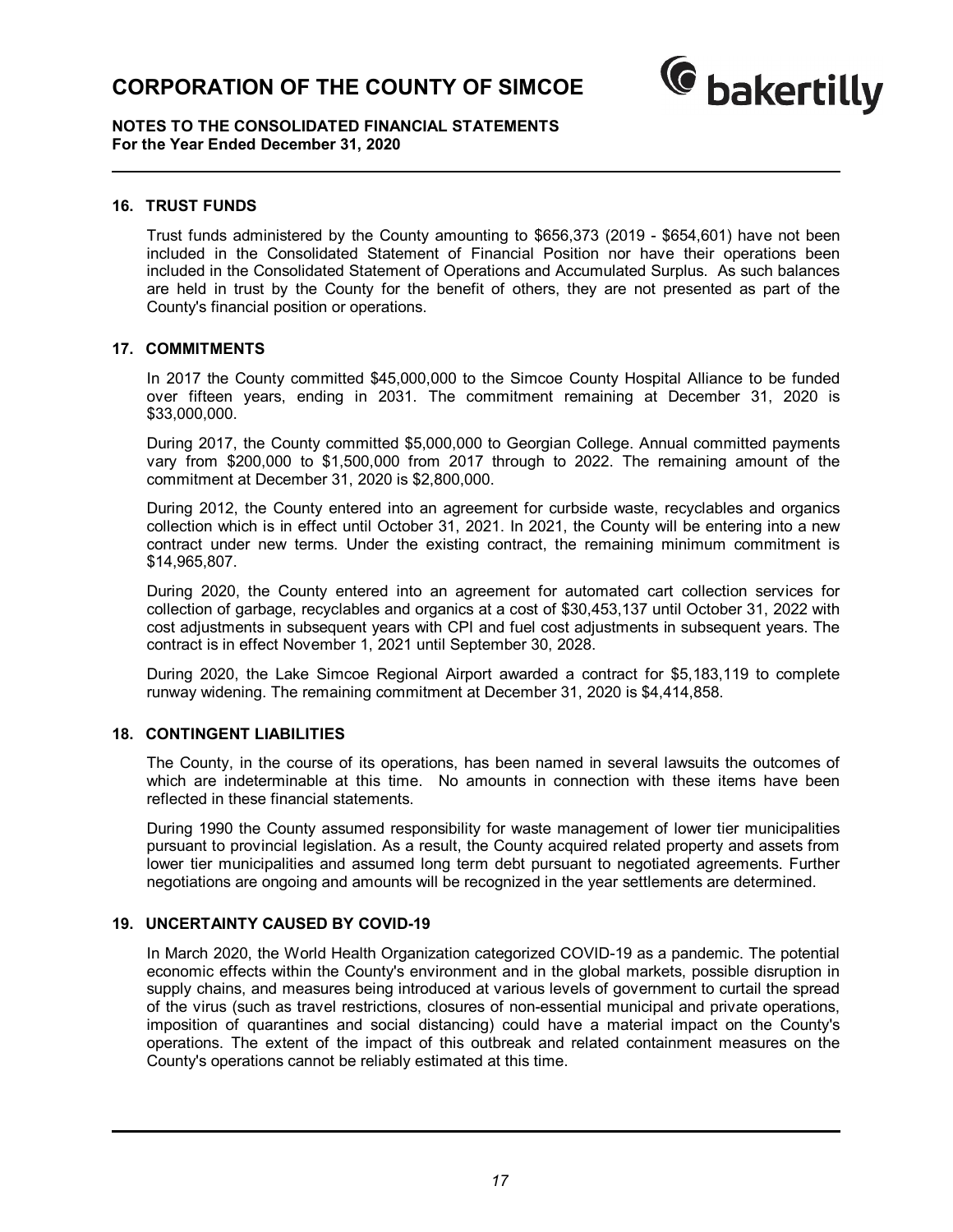## 16. TRUST FUNDS

Trust funds administered by the County amounting to $656,373 (2019 - $654,601) have not been included in the Consolidated Statement of Financial Position nor have their operations been included in the Consolidated Statement of Operations and Accumulated Surplus. As such balances are held in trust by the County for the benefit of others, they are not presented as part of the County's financial position or operations.

## 17. COMMITMENTS

In 2017 the County committed $45,000,000 to the Simcoe County Hospital Alliance to be funded over fifteen years, ending in 2031. The commitment remaining at December 31, 2020 is $33,000,000.

During 2017, the County committed $5,000,000 to Georgian College. Annual committed payments vary from $200,000 to $1,500,000 from 2017 through to 2022. The remaining amount of the commitment at December 31, 2020 is $2,800,000.

During 2012, the County entered into an agreement for curbside waste, recyclables and organics collection which is in effect until October 31, 2021. In 2021, the County will be entering into a new contract under new terms. Under the existing contract, the remaining minimum commitment is $14,965,807.

During 2020, the County entered into an agreement for automated cart collection services for collection of garbage, recyclables and organics at a cost of $30,453,137 until October 31, 2022 with cost adjustments in subsequent years with CPI and fuel cost adjustments in subsequent years. The contract is in effect November 1, 2021 until September 30, 2028.

During 2020, the Lake Simcoe Regional Airport awarded a contract for $5,183,119 to complete runway widening. The remaining commitment at December 31, 2020 is $4,414,858.

## 18. CONTINGENT LIABILITIES

The County, in the course of its operations, has been named in several lawsuits the outcomes of which are indeterminable at this time. No amounts in connection with these items have been reflected in these financial statements.

During 1990 the County assumed responsibility for waste management of lower tier municipalities pursuant to provincial legislation. As a result, the County acquired related property and assets from lower tier municipalities and assumed long term debt pursuant to negotiated agreements. Further negotiations are ongoing and amounts will be recognized in the year settlements are determined.

## 19. UNCERTAINTY CAUSED BY COVID-19

In March 2020, the World Health Organization categorized COVID-19 as a pandemic. The potential economic effects within the County's environment and in the global markets, possible disruption in supply chains, and measures being introduced at various levels of government to curtail the spread of the virus (such as travel restrictions, closures of non-essential municipal and private operations, imposition of quarantines and social distancing) could have a material impact on the County's operations. The extent of the impact of this outbreak and related containment measures on the County's operations cannot be reliably estimated at this time.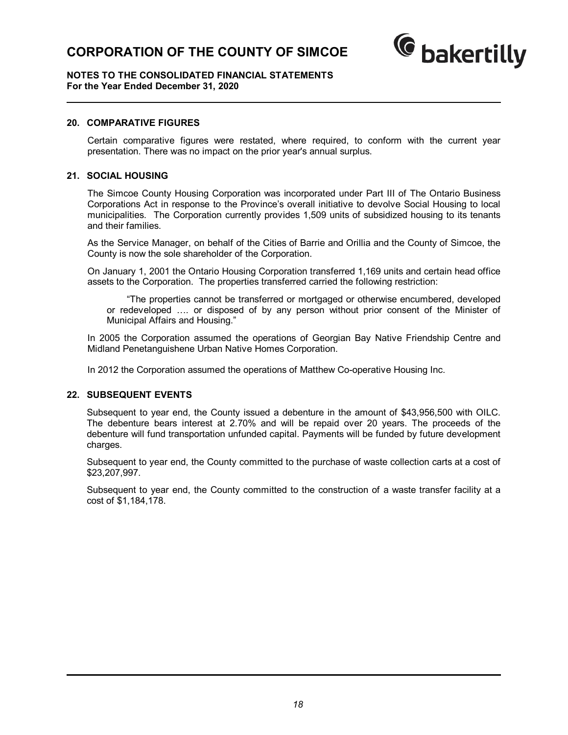## 20. COMPARATIVE FIGURES

Certain comparative figures were restated, where required, to conform with the current year presentation. There was no impact on the prior year's annual surplus.

## 21. SOCIAL HOUSING

The Simcoe County Housing Corporation was incorporated under Part III of The Ontario Business Corporations Act in response to the Province's overall initiative to devolve Social Housing to local municipalities. The Corporation currently provides 1,509 units of subsidized housing to its tenants and their families.

As the Service Manager, on behalf of the Cities of Barrie and Orillia and the County of Simcoe, the County is now the sole shareholder of the Corporation.

On January 1, 2001 the Ontario Housing Corporation transferred 1,169 units and certain head office assets to the Corporation. The properties transferred carried the following restriction:

> "The properties cannot be transferred or mortgaged or otherwise encumbered, developed or redeveloped …. or disposed of by any person without prior consent of the Minister of Municipal Affairs and Housing."

In 2005 the Corporation assumed the operations of Georgian Bay Native Friendship Centre and Midland Penetanguishene Urban Native Homes Corporation.

In 2012 the Corporation assumed the operations of Matthew Co-operative Housing Inc.

## 22. SUBSEQUENT EVENTS

Subsequent to year end, the County issued a debenture in the amount of $43,956,500 with OILC. The debenture bears interest at 2.70% and will be repaid over 20 years. The proceeds of the debenture will fund transportation unfunded capital. Payments will be funded by future development charges.

Subsequent to year end, the County committed to the purchase of waste collection carts at a cost of $23,207,997.

Subsequent to year end, the County committed to the construction of a waste transfer facility at a cost of $1,184,178.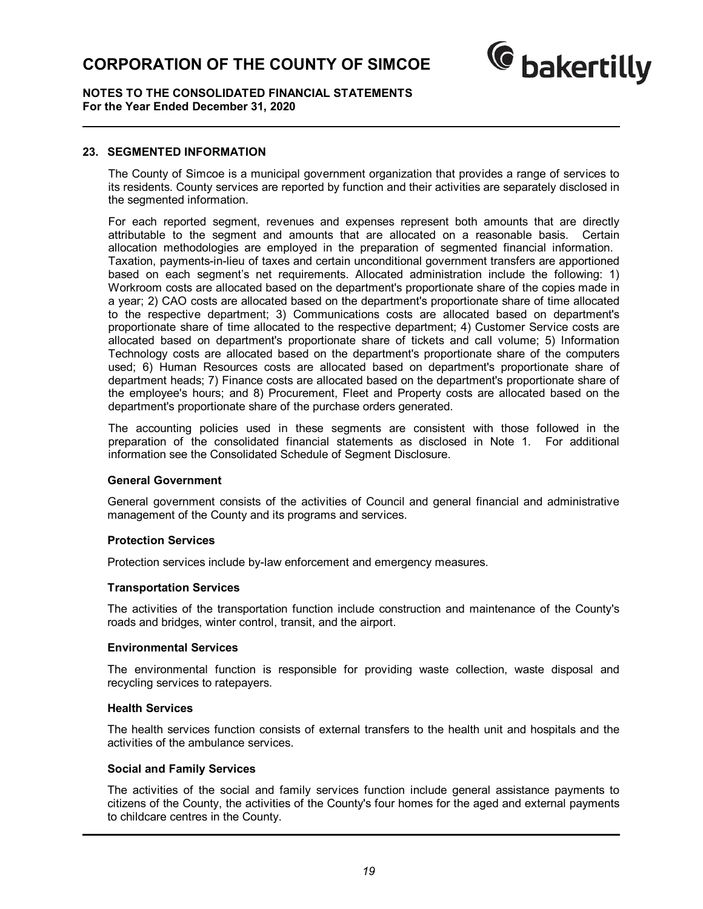## 23. SEGMENTED INFORMATION

The County of Simcoe is a municipal government organization that provides a range of services to its residents. County services are reported by function and their activities are separately disclosed in the segmented information.

For each reported segment, revenues and expenses represent both amounts that are directly attributable to the segment and amounts that are allocated on a reasonable basis. Certain allocation methodologies are employed in the preparation of segmented financial information. Taxation, payments-in-lieu of taxes and certain unconditional government transfers are apportioned based on each segment's net requirements. Allocated administration include the following: 1) Workroom costs are allocated based on the department's proportionate share of the copies made in a year; 2) CAO costs are allocated based on the department's proportionate share of time allocated to the respective department; 3) Communications costs are allocated based on department's proportionate share of time allocated to the respective department; 4) Customer Service costs are allocated based on department's proportionate share of tickets and call volume; 5) Information Technology costs are allocated based on the department's proportionate share of the computers used; 6) Human Resources costs are allocated based on department's proportionate share of department heads; 7) Finance costs are allocated based on the department's proportionate share of the employee's hours; and 8) Procurement, Fleet and Property costs are allocated based on the department's proportionate share of the purchase orders generated.

The accounting policies used in these segments are consistent with those followed in the preparation of the consolidated financial statements as disclosed in Note 1. For additional information see the Consolidated Schedule of Segment Disclosure.

### General Government

General government consists of the activities of Council and general financial and administrative management of the County and its programs and services.

### Protection Services

Protection services include by-law enforcement and emergency measures.

### Transportation Services

The activities of the transportation function include construction and maintenance of the County's roads and bridges, winter control, transit, and the airport.

### Environmental Services

The environmental function is responsible for providing waste collection, waste disposal and recycling services to ratepayers.

### Health Services

The health services function consists of external transfers to the health unit and hospitals and the activities of the ambulance services.

### Social and Family Services

The activities of the social and family services function include general assistance payments to citizens of the County, the activities of the County's four homes for the aged and external payments to childcare centres in the County.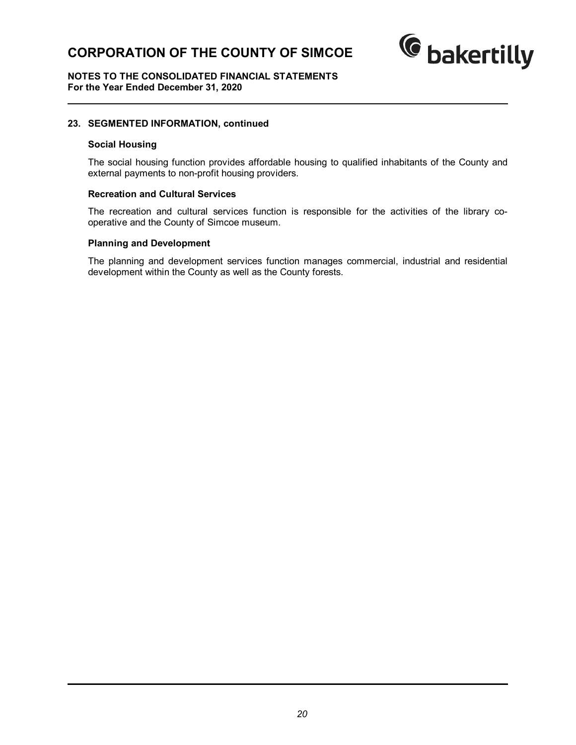## 23. SEGMENTED INFORMATION, continued

### Social Housing

The social housing function provides affordable housing to qualified inhabitants of the County and external payments to non-profit housing providers.

### Recreation and Cultural Services

The recreation and cultural services function is responsible for the activities of the library co-operative and the County of Simcoe museum.

### Planning and Development

The planning and development services function manages commercial, industrial and residential development within the County as well as the County forests.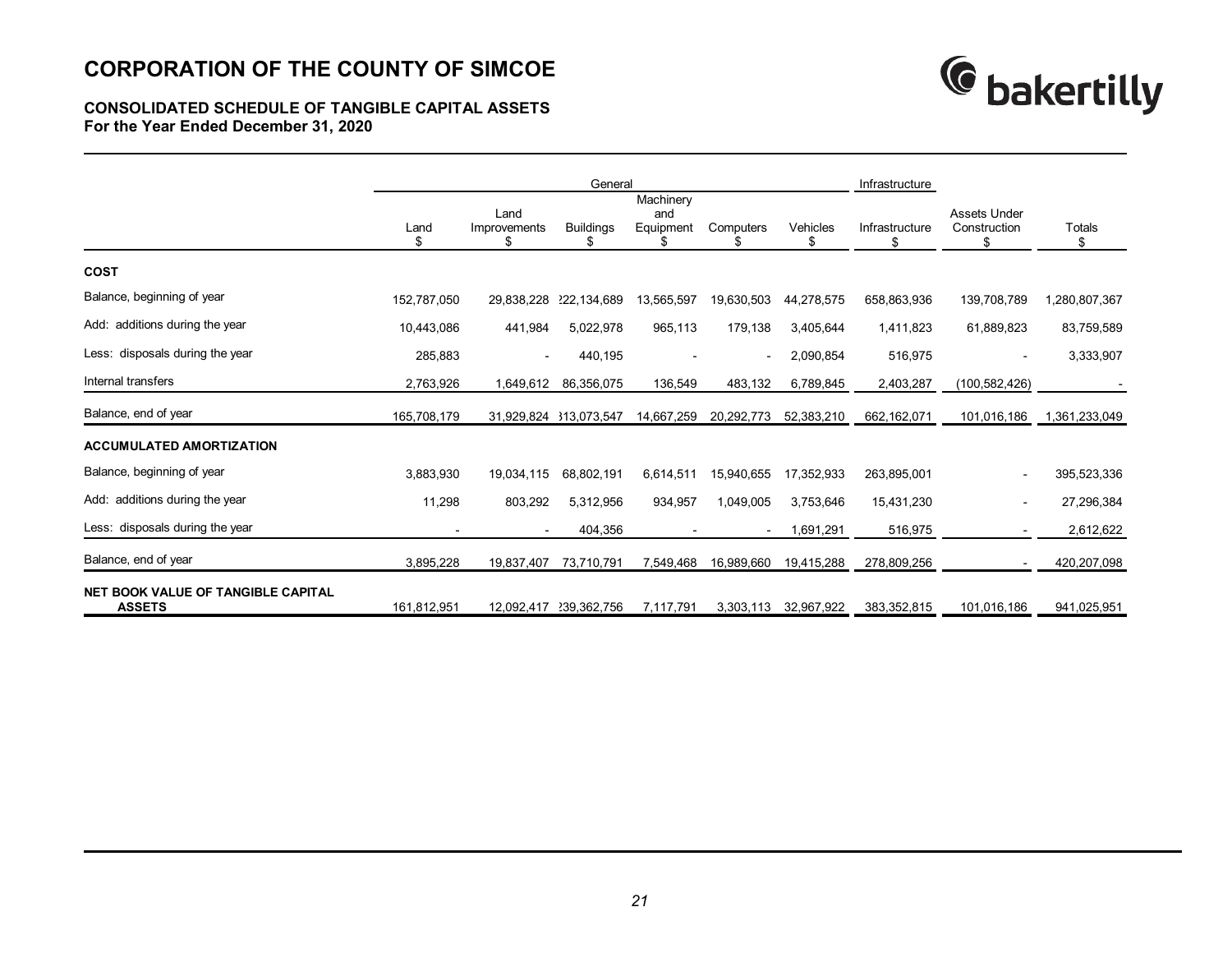# CORPORATION OF THE COUNTY OF SIMCOE

## CONSOLIDATED SCHEDULE OF TANGIBLE CAPITAL ASSETS
**For the Year Ended December 31, 2020**

| | General | | | | | | Infrastructure | | |
|---|---|---|---|---|---|---|---|---|---|
| | Land<br>$ | Land Improvements<br>$ | Buildings<br>$ | Machinery and Equipment<br>$ | Computers<br>$ | Vehicles<br>$ | Infrastructure<br>$ | Assets Under Construction<br>$ | Totals<br>$ |
| **COST** | | | | | | | | | |
| Balance, beginning of year | 152,787,050 | 29,838,228 | 222,134,689 | 13,565,597 | 19,630,503 | 44,278,575 | 658,863,936 | 139,708,789 | 1,280,807,367 |
| Add: additions during the year | 10,443,086 | 441,984 | 5,022,978 | 965,113 | 179,138 | 3,405,644 | 1,411,823 | 61,889,823 | 83,759,589 |
| Less: disposals during the year | 285,883 | - | 440,195 | - | - | 2,090,854 | 516,975 | - | 3,333,907 |
| Internal transfers | 2,763,926 | 1,649,612 | 86,356,075 | 136,549 | 483,132 | 6,789,845 | 2,403,287 | (100,582,426) | - |
| Balance, end of year | 165,708,179 | 31,929,824 | 313,073,547 | 14,667,259 | 20,292,773 | 52,383,210 | 662,162,071 | 101,016,186 | 1,361,233,049 |
| **ACCUMULATED AMORTIZATION** | | | | | | | | | |
| Balance, beginning of year | 3,883,930 | 19,034,115 | 68,802,191 | 6,614,511 | 15,940,655 | 17,352,933 | 263,895,001 | - | 395,523,336 |
| Add: additions during the year | 11,298 | 803,292 | 5,312,956 | 934,957 | 1,049,005 | 3,753,646 | 15,431,230 | - | 27,296,384 |
| Less: disposals during the year | - | - | 404,356 | - | - | 1,691,291 | 516,975 | - | 2,612,622 |
| Balance, end of year | 3,895,228 | 19,837,407 | 73,710,791 | 7,549,468 | 16,989,660 | 19,415,288 | 278,809,256 | - | 420,207,098 |
| **NET BOOK VALUE OF TANGIBLE CAPITAL ASSETS** | 161,812,951 | 12,092,417 | 239,362,756 | 7,117,791 | 3,303,113 | 32,967,922 | 383,352,815 | 101,016,186 | 941,025,951 |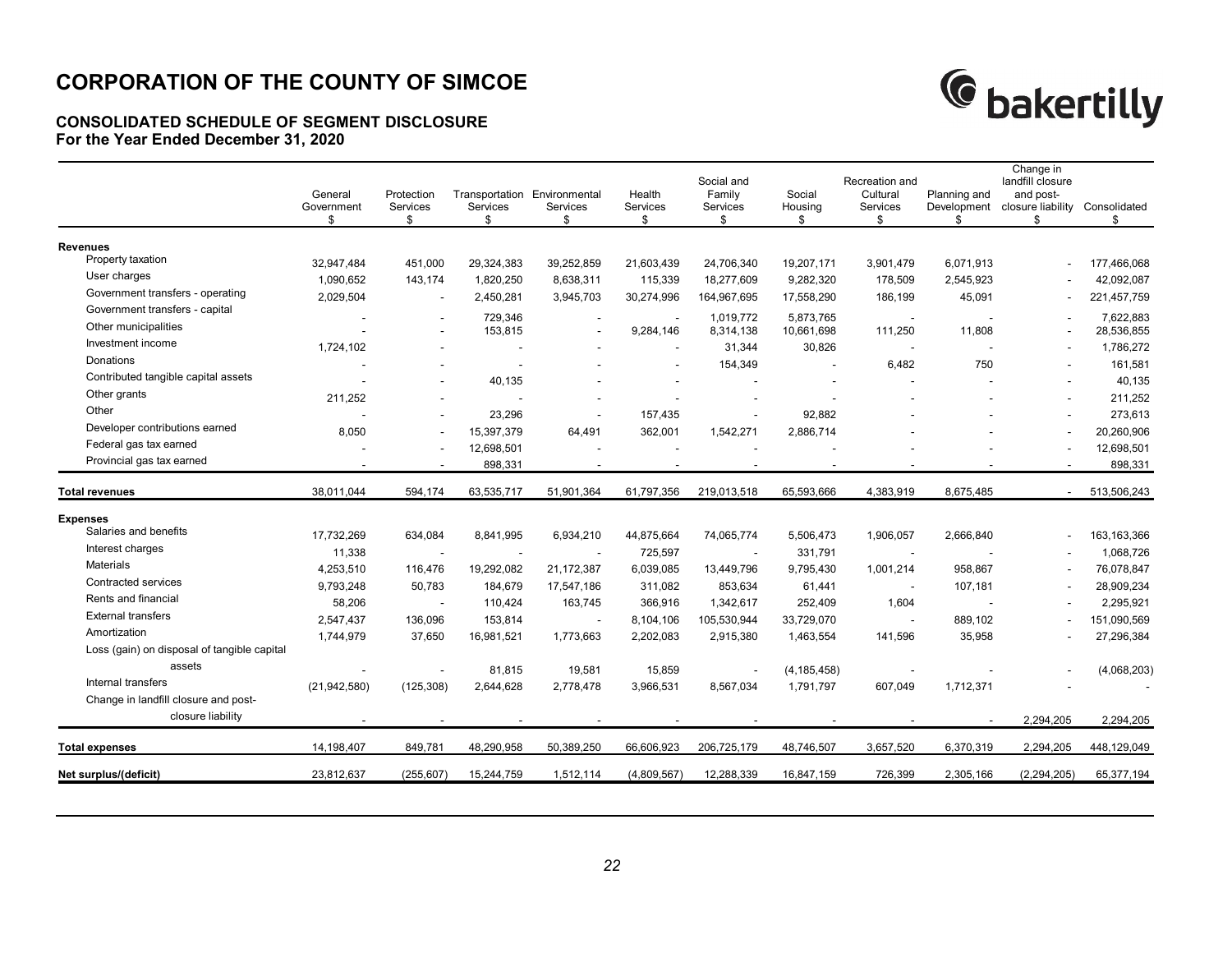# CORPORATION OF THE COUNTY OF SIMCOE

## CONSOLIDATED SCHEDULE OF SEGMENT DISCLOSURE
**For the Year Ended December 31, 2020**

| | General Government $ | Protection Services $ | Transportation Services $ | Environmental Services $ | Health Services $ | Social and Family Services $ | Social Housing $ | Recreation and Cultural Services $ | Planning and Development $ | Change in landfill closure and post-closure liability $ | Consolidated $ |
|---|---|---|---|---|---|---|---|---|---|---|---|
| **Revenues** | | | | | | | | | | | |
| Property taxation | 32,947,484 | 451,000 | 29,324,383 | 39,252,859 | 21,603,439 | 24,706,340 | 19,207,171 | 3,901,479 | 6,071,913 | - | 177,466,068 |
| User charges | 1,090,652 | 143,174 | 1,820,250 | 8,638,311 | 115,339 | 18,277,609 | 9,282,320 | 178,509 | 2,545,923 | - | 42,092,087 |
| Government transfers - operating | 2,029,504 | - | 2,450,281 | 3,945,703 | 30,274,996 | 164,967,695 | 17,558,290 | 186,199 | 45,091 | - | 221,457,759 |
| Government transfers - capital | - | - | 729,346 | - | - | 1,019,772 | 5,873,765 | - | - | - | 7,622,883 |
| Other municipalities | - | - | 153,815 | - | 9,284,146 | 8,314,138 | 10,661,698 | 111,250 | 11,808 | - | 28,536,855 |
| Investment income | 1,724,102 | - | - | - | - | 31,344 | 30,826 | - | - | - | 1,786,272 |
| Donations | - | - | - | - | - | 154,349 | - | 6,482 | 750 | - | 161,581 |
| Contributed tangible capital assets | - | - | 40,135 | - | - | - | - | - | - | - | 40,135 |
| Other grants | 211,252 | - | - | - | - | - | - | - | - | - | 211,252 |
| Other | - | - | 23,296 | - | 157,435 | - | 92,882 | - | - | - | 273,613 |
| Developer contributions earned | 8,050 | - | 15,397,379 | 64,491 | 362,001 | 1,542,271 | 2,886,714 | - | - | - | 20,260,906 |
| Federal gas tax earned | - | - | 12,698,501 | - | - | - | - | - | - | - | 12,698,501 |
| Provincial gas tax earned | - | - | 898,331 | - | - | - | - | - | - | - | 898,331 |
| **Total revenues** | 38,011,044 | 594,174 | 63,535,717 | 51,901,364 | 61,797,356 | 219,013,518 | 65,593,666 | 4,383,919 | 8,675,485 | - | 513,506,243 |
| **Expenses** | | | | | | | | | | | |
| Salaries and benefits | 17,732,269 | 634,084 | 8,841,995 | 6,934,210 | 44,875,664 | 74,065,774 | 5,506,473 | 1,906,057 | 2,666,840 | - | 163,163,366 |
| Interest charges | 11,338 | - | - | - | 725,597 | - | 331,791 | - | - | - | 1,068,726 |
| Materials | 4,253,510 | 116,476 | 19,292,082 | 21,172,387 | 6,039,085 | 13,449,796 | 9,795,430 | 1,001,214 | 958,867 | - | 76,078,847 |
| Contracted services | 9,793,248 | 50,783 | 184,679 | 17,547,186 | 311,082 | 853,634 | 61,441 | - | 107,181 | - | 28,909,234 |
| Rents and financial | 58,206 | - | 110,424 | 163,745 | 366,916 | 1,342,617 | 252,409 | 1,604 | - | - | 2,295,921 |
| External transfers | 2,547,437 | 136,096 | 153,814 | - | 8,104,106 | 105,530,944 | 33,729,070 | - | 889,102 | - | 151,090,569 |
| Amortization | 1,744,979 | 37,650 | 16,981,521 | 1,773,663 | 2,202,083 | 2,915,380 | 1,463,554 | 141,596 | 35,958 | - | 27,296,384 |
| Loss (gain) on disposal of tangible capital assets | - | - | 81,815 | 19,581 | 15,859 | - | (4,185,458) | - | - | - | (4,068,203) |
| Internal transfers | (21,942,580) | (125,308) | 2,644,628 | 2,778,478 | 3,966,531 | 8,567,034 | 1,791,797 | 607,049 | 1,712,371 | - | - |
| Change in landfill closure and post-closure liability | - | - | - | - | - | - | - | - | - | 2,294,205 | 2,294,205 |
| **Total expenses** | 14,198,407 | 849,781 | 48,290,958 | 50,389,250 | 66,606,923 | 206,725,179 | 48,746,507 | 3,657,520 | 6,370,319 | 2,294,205 | 448,129,049 |
| **Net surplus/(deficit)** | 23,812,637 | (255,607) | 15,244,759 | 1,512,114 | (4,809,567) | 12,288,339 | 16,847,159 | 726,399 | 2,305,166 | (2,294,205) | 65,377,194 |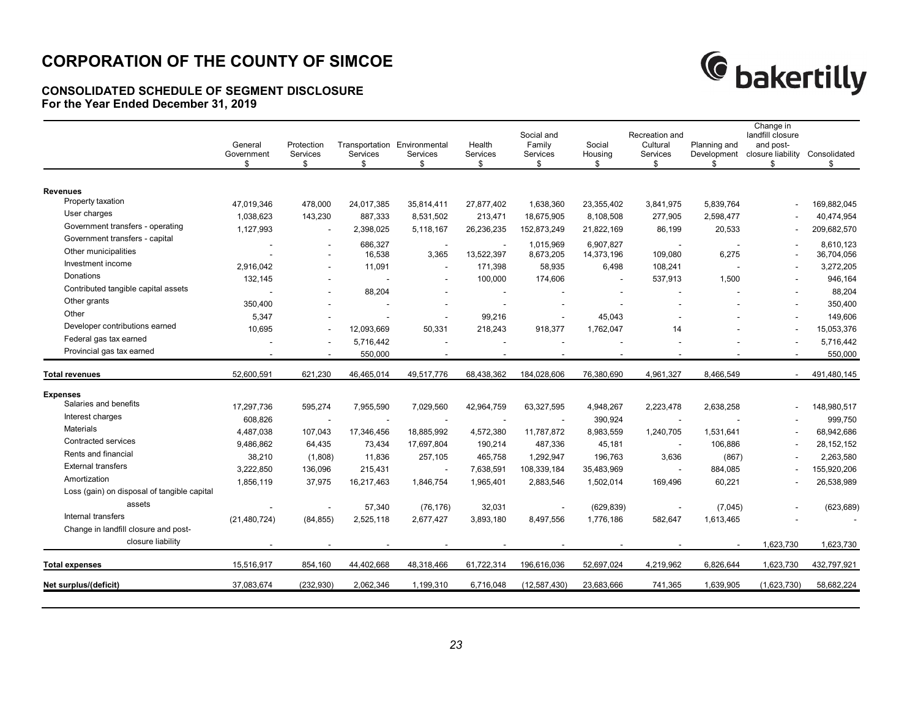# CORPORATION OF THE COUNTY OF SIMCOE

### CONSOLIDATED SCHEDULE OF SEGMENT DISCLOSURE
**For the Year Ended December 31, 2019**

| | General Government $ | Protection Services $ | Transportation Services $ | Environmental Services $ | Health Services $ | Social and Family Services $ | Social Housing $ | Recreation and Cultural Services $ | Planning and Development $ | Change in landfill closure and post-closure liability $ | Consolidated $ |
|---|---|---|---|---|---|---|---|---|---|---|---|
| **Revenues** | | | | | | | | | | | |
| Property taxation | 47,019,346 | 478,000 | 24,017,385 | 35,814,411 | 27,877,402 | 1,638,360 | 23,355,402 | 3,841,975 | 5,839,764 | - | 169,882,045 |
| User charges | 1,038,623 | 143,230 | 887,333 | 8,531,502 | 213,471 | 18,675,905 | 8,108,508 | 277,905 | 2,598,477 | - | 40,474,954 |
| Government transfers - operating | 1,127,993 | - | 2,398,025 | 5,118,167 | 26,236,235 | 152,873,249 | 21,822,169 | 86,199 | 20,533 | - | 209,682,570 |
| Government transfers - capital | - | - | 686,327 | - | - | 1,015,969 | 6,907,827 | - | - | - | 8,610,123 |
| Other municipalities | - | - | 16,538 | 3,365 | 13,522,397 | 8,673,205 | 14,373,196 | 109,080 | 6,275 | - | 36,704,056 |
| Investment income | 2,916,042 | - | 11,091 | - | 171,398 | 58,935 | 6,498 | 108,241 | - | - | 3,272,205 |
| Donations | 132,145 | - | - | - | 100,000 | 174,606 | - | 537,913 | 1,500 | - | 946,164 |
| Contributed tangible capital assets | - | - | 88,204 | - | - | - | - | - | - | - | 88,204 |
| Other grants | 350,400 | - | - | - | - | - | - | - | - | - | 350,400 |
| Other | 5,347 | - | - | - | 99,216 | - | 45,043 | - | - | - | 149,606 |
| Developer contributions earned | 10,695 | - | 12,093,669 | 50,331 | 218,243 | 918,377 | 1,762,047 | 14 | - | - | 15,053,376 |
| Federal gas tax earned | - | - | 5,716,442 | - | - | - | - | - | - | - | 5,716,442 |
| Provincial gas tax earned | - | - | 550,000 | - | - | - | - | - | - | - | 550,000 |
| **Total revenues** | 52,600,591 | 621,230 | 46,465,014 | 49,517,776 | 68,438,362 | 184,028,606 | 76,380,690 | 4,961,327 | 8,466,549 | - | 491,480,145 |
| **Expenses** | | | | | | | | | | | |
| Salaries and benefits | 17,297,736 | 595,274 | 7,955,590 | 7,029,560 | 42,964,759 | 63,327,595 | 4,948,267 | 2,223,478 | 2,638,258 | - | 148,980,517 |
| Interest charges | 608,826 | - | - | - | - | - | 390,924 | - | - | - | 999,750 |
| Materials | 4,487,038 | 107,043 | 17,346,456 | 18,885,992 | 4,572,380 | 11,787,872 | 8,983,559 | 1,240,705 | 1,531,641 | - | 68,942,686 |
| Contracted services | 9,486,862 | 64,435 | 73,434 | 17,697,804 | 190,214 | 487,336 | 45,181 | - | 106,886 | - | 28,152,152 |
| Rents and financial | 38,210 | (1,808) | 11,836 | 257,105 | 465,758 | 1,292,947 | 196,763 | 3,636 | (867) | - | 2,263,580 |
| External transfers | 3,222,850 | 136,096 | 215,431 | - | 7,638,591 | 108,339,184 | 35,483,969 | - | 884,085 | - | 155,920,206 |
| Amortization | 1,856,119 | 37,975 | 16,217,463 | 1,846,754 | 1,965,401 | 2,883,546 | 1,502,014 | 169,496 | 60,221 | - | 26,538,989 |
| Loss (gain) on disposal of tangible capital assets | - | - | 57,340 | (76,176) | 32,031 | - | (629,839) | - | (7,045) | - | (623,689) |
| Internal transfers | (21,480,724) | (84,855) | 2,525,118 | 2,677,427 | 3,893,180 | 8,497,556 | 1,776,186 | 582,647 | 1,613,465 | - | - |
| Change in landfill closure and post-closure liability | - | - | - | - | - | - | - | - | - | 1,623,730 | 1,623,730 |
| **Total expenses** | 15,516,917 | 854,160 | 44,402,668 | 48,318,466 | 61,722,314 | 196,616,036 | 52,697,024 | 4,219,962 | 6,826,644 | 1,623,730 | 432,797,921 |
| **Net surplus/(deficit)** | 37,083,674 | (232,930) | 2,062,346 | 1,199,310 | 6,716,048 | (12,587,430) | 23,683,666 | 741,365 | 1,639,905 | (1,623,730) | 58,682,224 |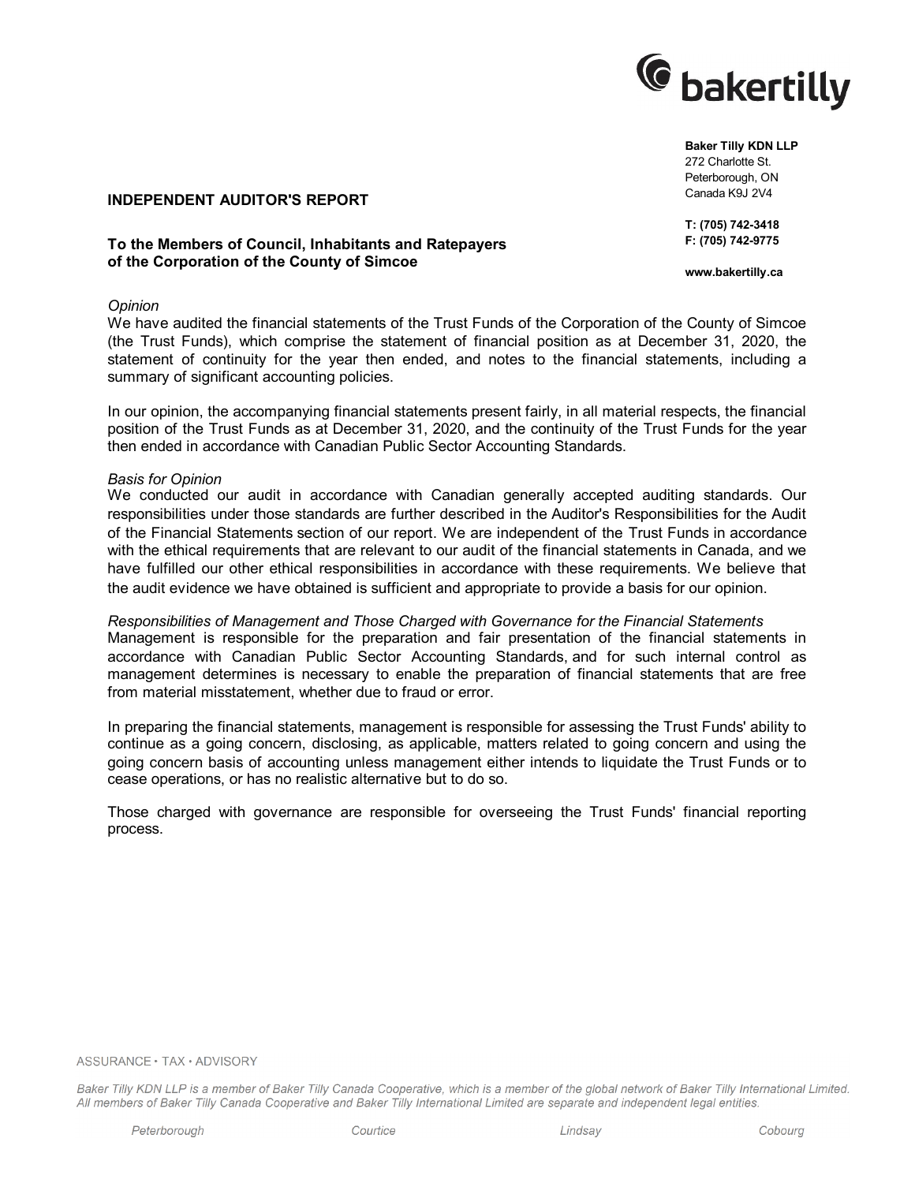Baker Tilly KDN LLP
272 Charlotte St.
Peterborough, ON
Canada K9J 2V4

T: (705) 742-3418
F: (705) 742-9775

www.bakertilly.ca

## INDEPENDENT AUDITOR'S REPORT

**To the Members of Council, Inhabitants and Ratepayers of the Corporation of the County of Simcoe**

*Opinion*

We have audited the financial statements of the Trust Funds of the Corporation of the County of Simcoe (the Trust Funds), which comprise the statement of financial position as at December 31, 2020, the statement of continuity for the year then ended, and notes to the financial statements, including a summary of significant accounting policies.

In our opinion, the accompanying financial statements present fairly, in all material respects, the financial position of the Trust Funds as at December 31, 2020, and the continuity of the Trust Funds for the year then ended in accordance with Canadian Public Sector Accounting Standards.

*Basis for Opinion*

We conducted our audit in accordance with Canadian generally accepted auditing standards. Our responsibilities under those standards are further described in the Auditor's Responsibilities for the Audit of the Financial Statements section of our report. We are independent of the Trust Funds in accordance with the ethical requirements that are relevant to our audit of the financial statements in Canada, and we have fulfilled our other ethical responsibilities in accordance with these requirements. We believe that the audit evidence we have obtained is sufficient and appropriate to provide a basis for our opinion.

*Responsibilities of Management and Those Charged with Governance for the Financial Statements*

Management is responsible for the preparation and fair presentation of the financial statements in accordance with Canadian Public Sector Accounting Standards, and for such internal control as management determines is necessary to enable the preparation of financial statements that are free from material misstatement, whether due to fraud or error.

In preparing the financial statements, management is responsible for assessing the Trust Funds' ability to continue as a going concern, disclosing, as applicable, matters related to going concern and using the going concern basis of accounting unless management either intends to liquidate the Trust Funds or to cease operations, or has no realistic alternative but to do so.

Those charged with governance are responsible for overseeing the Trust Funds' financial reporting process.

ASSURANCE • TAX • ADVISORY

*Baker Tilly KDN LLP is a member of Baker Tilly Canada Cooperative, which is a member of the global network of Baker Tilly International Limited. All members of Baker Tilly Canada Cooperative and Baker Tilly International Limited are separate and independent legal entities.*

*Peterborough* *Courtice* *Lindsay* *Cobourg*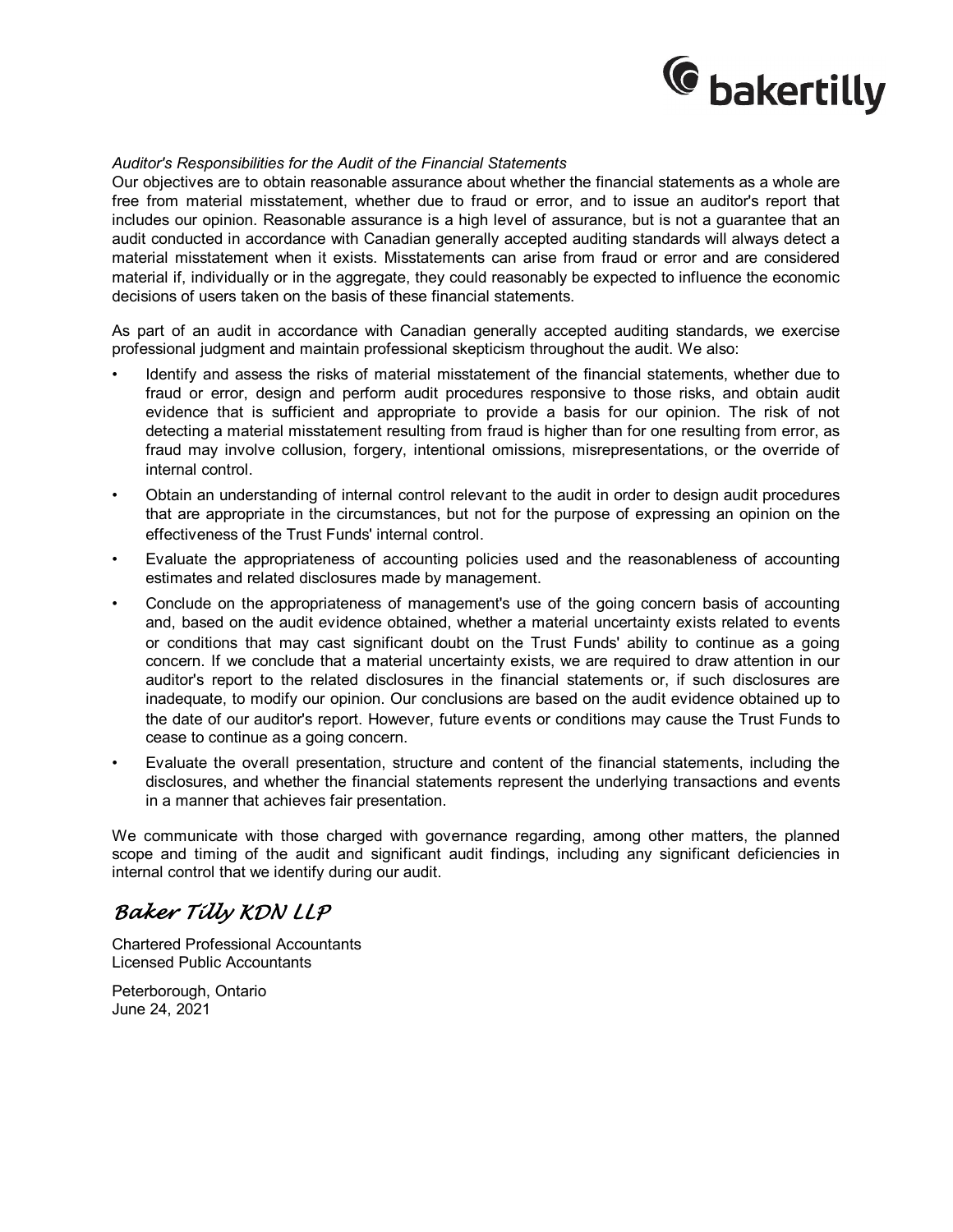*Auditor's Responsibilities for the Audit of the Financial Statements*

Our objectives are to obtain reasonable assurance about whether the financial statements as a whole are free from material misstatement, whether due to fraud or error, and to issue an auditor's report that includes our opinion. Reasonable assurance is a high level of assurance, but is not a guarantee that an audit conducted in accordance with Canadian generally accepted auditing standards will always detect a material misstatement when it exists. Misstatements can arise from fraud or error and are considered material if, individually or in the aggregate, they could reasonably be expected to influence the economic decisions of users taken on the basis of these financial statements.

As part of an audit in accordance with Canadian generally accepted auditing standards, we exercise professional judgment and maintain professional skepticism throughout the audit. We also:

- Identify and assess the risks of material misstatement of the financial statements, whether due to fraud or error, design and perform audit procedures responsive to those risks, and obtain audit evidence that is sufficient and appropriate to provide a basis for our opinion. The risk of not detecting a material misstatement resulting from fraud is higher than for one resulting from error, as fraud may involve collusion, forgery, intentional omissions, misrepresentations, or the override of internal control.
- Obtain an understanding of internal control relevant to the audit in order to design audit procedures that are appropriate in the circumstances, but not for the purpose of expressing an opinion on the effectiveness of the Trust Funds' internal control.
- Evaluate the appropriateness of accounting policies used and the reasonableness of accounting estimates and related disclosures made by management.
- Conclude on the appropriateness of management's use of the going concern basis of accounting and, based on the audit evidence obtained, whether a material uncertainty exists related to events or conditions that may cast significant doubt on the Trust Funds' ability to continue as a going concern. If we conclude that a material uncertainty exists, we are required to draw attention in our auditor's report to the related disclosures in the financial statements or, if such disclosures are inadequate, to modify our opinion. Our conclusions are based on the audit evidence obtained up to the date of our auditor's report. However, future events or conditions may cause the Trust Funds to cease to continue as a going concern.
- Evaluate the overall presentation, structure and content of the financial statements, including the disclosures, and whether the financial statements represent the underlying transactions and events in a manner that achieves fair presentation.

We communicate with those charged with governance regarding, among other matters, the planned scope and timing of the audit and significant audit findings, including any significant deficiencies in internal control that we identify during our audit.

*Baker Tilly KDN LLP*

Chartered Professional Accountants
Licensed Public Accountants

Peterborough, Ontario
June 24, 2021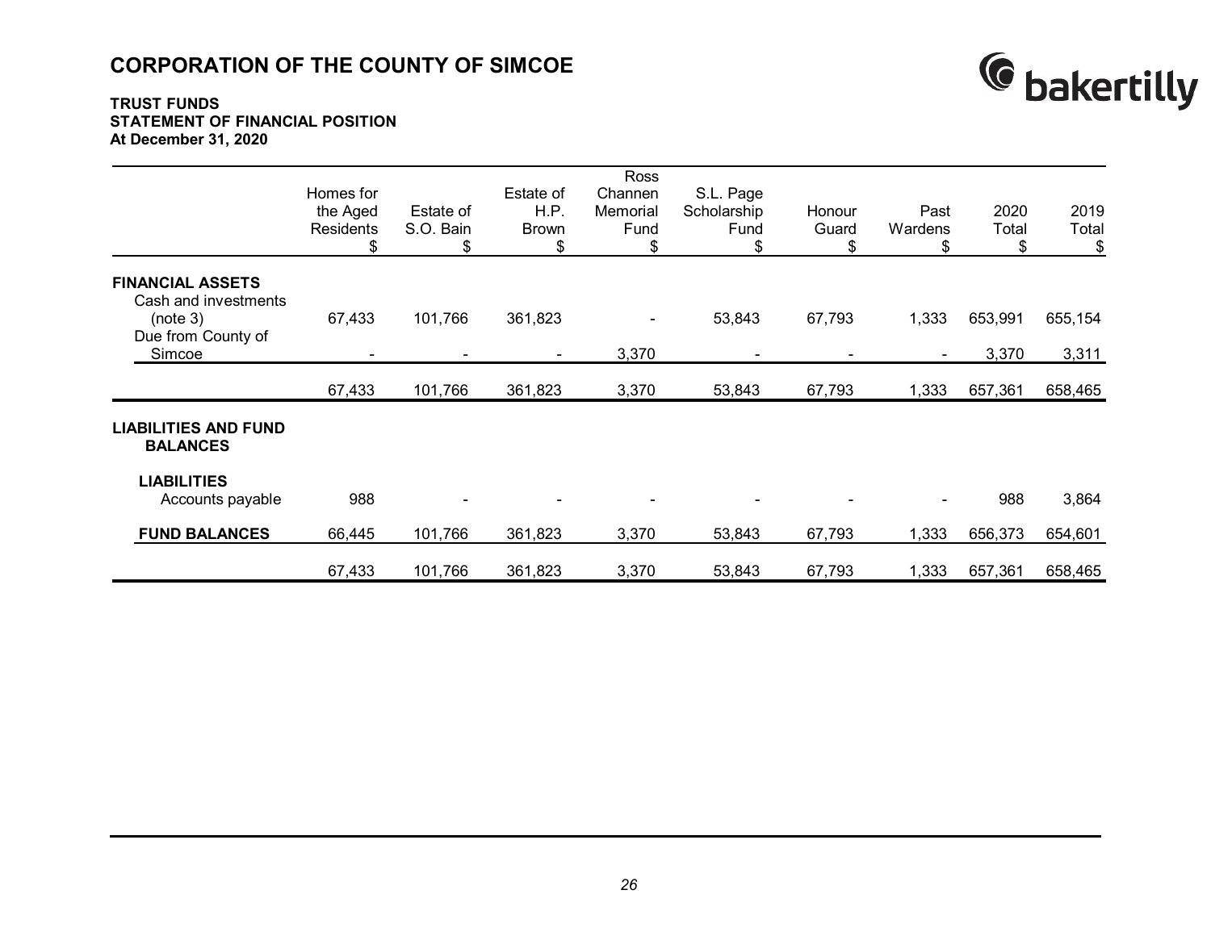# CORPORATION OF THE COUNTY OF SIMCOE

**TRUST FUNDS**
**STATEMENT OF FINANCIAL POSITION**
**At December 31, 2020**

| | Homes for the Aged Residents $ | Estate of S.O. Bain $ | Estate of H.P. Brown $ | Ross Channen Memorial Fund $ | S.L. Page Scholarship Fund $ | Honour Guard $ | Past Wardens $ | 2020 Total $ | 2019 Total $ |
|---|---|---|---|---|---|---|---|---|---|
| **FINANCIAL ASSETS** | | | | | | | | | |
| Cash and investments (note 3) | 67,433 | 101,766 | 361,823 | - | 53,843 | 67,793 | 1,333 | 653,991 | 655,154 |
| Due from County of Simcoe | - | - | - | 3,370 | - | - | - | 3,370 | 3,311 |
| | 67,433 | 101,766 | 361,823 | 3,370 | 53,843 | 67,793 | 1,333 | 657,361 | 658,465 |
| **LIABILITIES AND FUND BALANCES** | | | | | | | | | |
| **LIABILITIES** | | | | | | | | | |
| Accounts payable | 988 | - | - | - | - | - | - | 988 | 3,864 |
| **FUND BALANCES** | 66,445 | 101,766 | 361,823 | 3,370 | 53,843 | 67,793 | 1,333 | 656,373 | 654,601 |
| | 67,433 | 101,766 | 361,823 | 3,370 | 53,843 | 67,793 | 1,333 | 657,361 | 658,465 |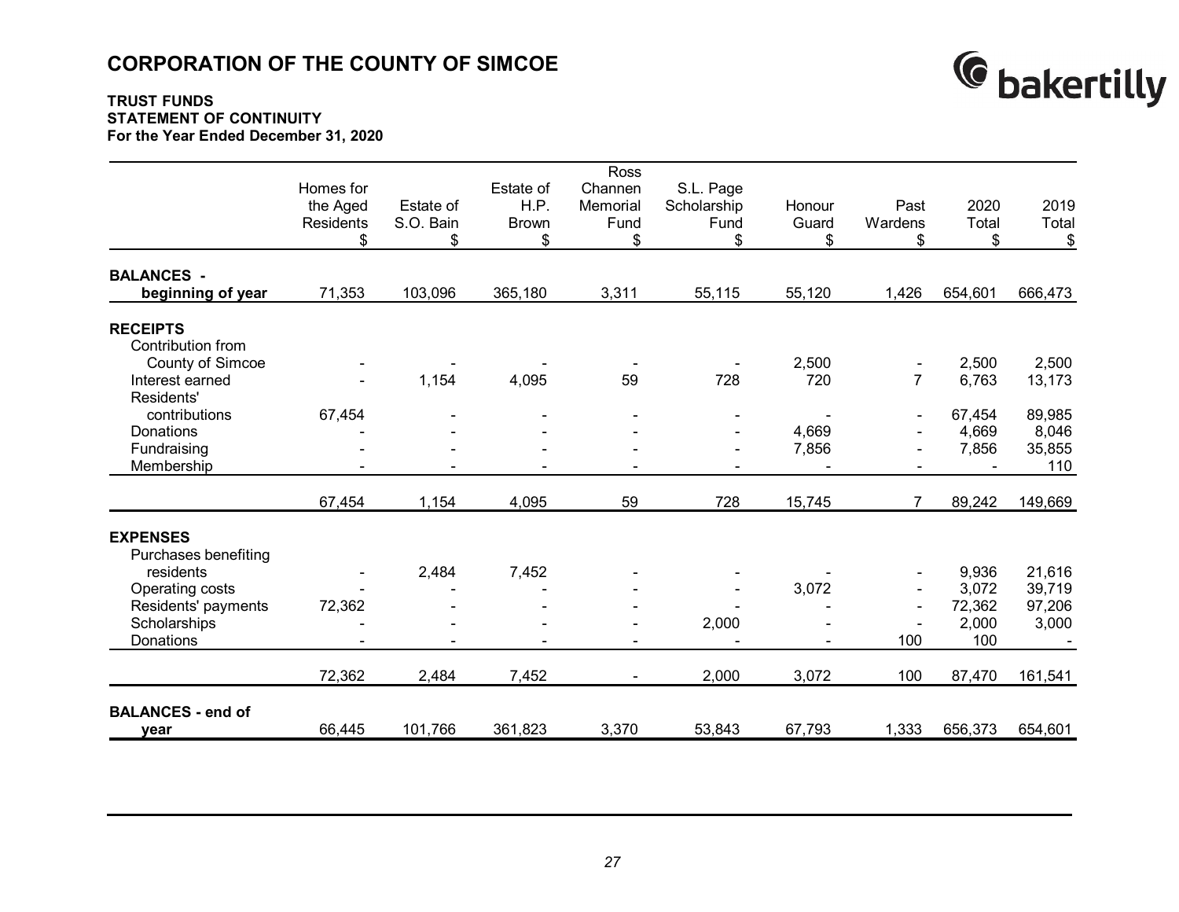# CORPORATION OF THE COUNTY OF SIMCOE

**TRUST FUNDS**
**STATEMENT OF CONTINUITY**
**For the Year Ended December 31, 2020**

| | Homes for the Aged Residents $ | Estate of S.O. Bain $ | Estate of H.P. Brown $ | Ross Channen Memorial Fund $ | S.L. Page Scholarship Fund $ | Honour Guard $ | Past Wardens $ | 2020 Total $ | 2019 Total $ |
|---|---|---|---|---|---|---|---|---|---|
| **BALANCES - beginning of year** | 71,353 | 103,096 | 365,180 | 3,311 | 55,115 | 55,120 | 1,426 | 654,601 | 666,473 |
| **RECEIPTS** | | | | | | | | | |
| Contribution from County of Simcoe | - | - | - | - | - | 2,500 | - | 2,500 | 2,500 |
| Interest earned | - | 1,154 | 4,095 | 59 | 728 | 720 | 7 | 6,763 | 13,173 |
| Residents' contributions | 67,454 | - | - | - | - | - | - | 67,454 | 89,985 |
| Donations | - | - | - | - | - | 4,669 | - | 4,669 | 8,046 |
| Fundraising | - | - | - | - | - | 7,856 | - | 7,856 | 35,855 |
| Membership | - | - | - | - | - | - | - | - | 110 |
| | 67,454 | 1,154 | 4,095 | 59 | 728 | 15,745 | 7 | 89,242 | 149,669 |
| **EXPENSES** | | | | | | | | | |
| Purchases benefiting residents | - | 2,484 | 7,452 | - | - | - | - | 9,936 | 21,616 |
| Operating costs | - | - | - | - | - | 3,072 | - | 3,072 | 39,719 |
| Residents' payments | 72,362 | - | - | - | - | - | - | 72,362 | 97,206 |
| Scholarships | - | - | - | - | 2,000 | - | - | 2,000 | 3,000 |
| Donations | - | - | - | - | - | - | 100 | 100 | - |
| | 72,362 | 2,484 | 7,452 | - | 2,000 | 3,072 | 100 | 87,470 | 161,541 |
| **BALANCES - end of year** | 66,445 | 101,766 | 361,823 | 3,370 | 53,843 | 67,793 | 1,333 | 656,373 | 654,601 |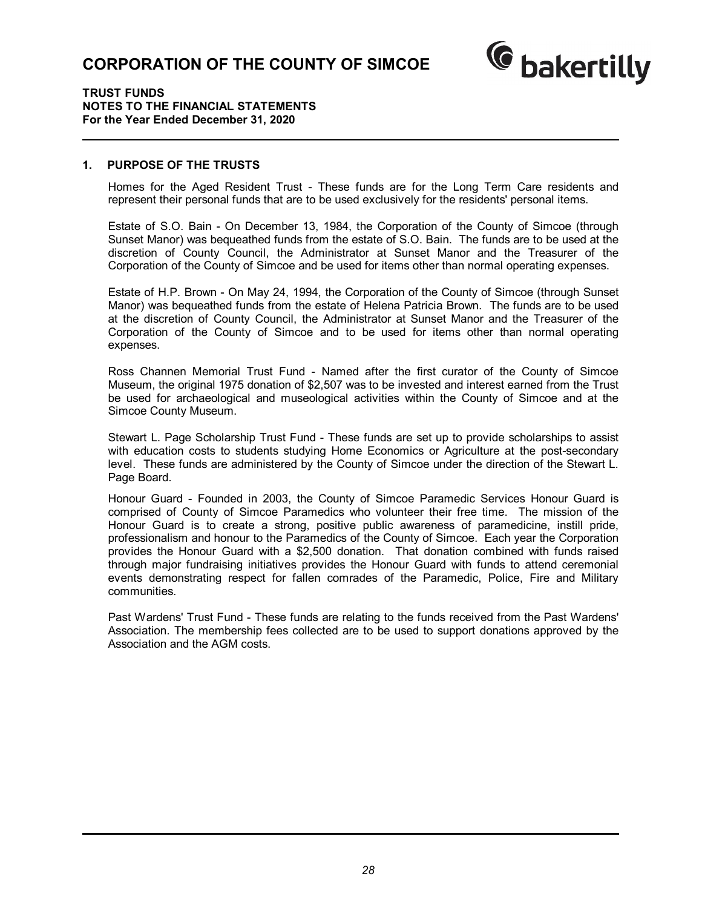# CORPORATION OF THE COUNTY OF SIMCOE

**TRUST FUNDS**
**NOTES TO THE FINANCIAL STATEMENTS**
**For the Year Ended December 31, 2020**

## 1. PURPOSE OF THE TRUSTS

Homes for the Aged Resident Trust - These funds are for the Long Term Care residents and represent their personal funds that are to be used exclusively for the residents' personal items.

Estate of S.O. Bain - On December 13, 1984, the Corporation of the County of Simcoe (through Sunset Manor) was bequeathed funds from the estate of S.O. Bain. The funds are to be used at the discretion of County Council, the Administrator at Sunset Manor and the Treasurer of the Corporation of the County of Simcoe and be used for items other than normal operating expenses.

Estate of H.P. Brown - On May 24, 1994, the Corporation of the County of Simcoe (through Sunset Manor) was bequeathed funds from the estate of Helena Patricia Brown. The funds are to be used at the discretion of County Council, the Administrator at Sunset Manor and the Treasurer of the Corporation of the County of Simcoe and to be used for items other than normal operating expenses.

Ross Channen Memorial Trust Fund - Named after the first curator of the County of Simcoe Museum, the original 1975 donation of $2,507 was to be invested and interest earned from the Trust be used for archaeological and museological activities within the County of Simcoe and at the Simcoe County Museum.

Stewart L. Page Scholarship Trust Fund - These funds are set up to provide scholarships to assist with education costs to students studying Home Economics or Agriculture at the post-secondary level. These funds are administered by the County of Simcoe under the direction of the Stewart L. Page Board.

Honour Guard - Founded in 2003, the County of Simcoe Paramedic Services Honour Guard is comprised of County of Simcoe Paramedics who volunteer their free time. The mission of the Honour Guard is to create a strong, positive public awareness of paramedicine, instill pride, professionalism and honour to the Paramedics of the County of Simcoe. Each year the Corporation provides the Honour Guard with a $2,500 donation. That donation combined with funds raised through major fundraising initiatives provides the Honour Guard with funds to attend ceremonial events demonstrating respect for fallen comrades of the Paramedic, Police, Fire and Military communities.

Past Wardens' Trust Fund - These funds are relating to the funds received from the Past Wardens' Association. The membership fees collected are to be used to support donations approved by the Association and the AGM costs.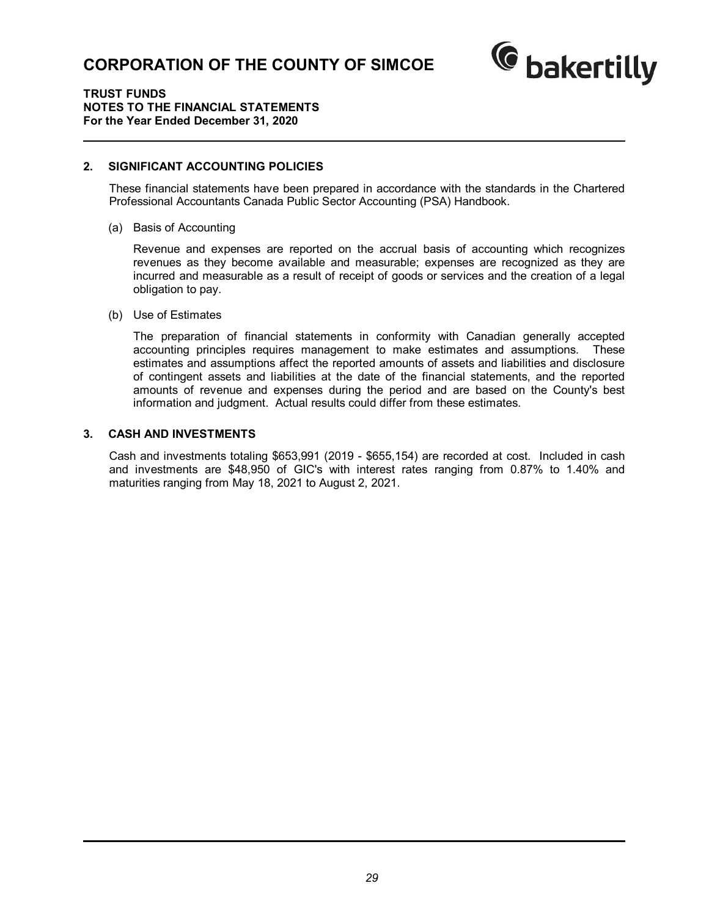# CORPORATION OF THE COUNTY OF SIMCOE

**TRUST FUNDS**
**NOTES TO THE FINANCIAL STATEMENTS**
**For the Year Ended December 31, 2020**

## 2. SIGNIFICANT ACCOUNTING POLICIES

These financial statements have been prepared in accordance with the standards in the Chartered Professional Accountants Canada Public Sector Accounting (PSA) Handbook.

(a) Basis of Accounting

Revenue and expenses are reported on the accrual basis of accounting which recognizes revenues as they become available and measurable; expenses are recognized as they are incurred and measurable as a result of receipt of goods or services and the creation of a legal obligation to pay.

(b) Use of Estimates

The preparation of financial statements in conformity with Canadian generally accepted accounting principles requires management to make estimates and assumptions. These estimates and assumptions affect the reported amounts of assets and liabilities and disclosure of contingent assets and liabilities at the date of the financial statements, and the reported amounts of revenue and expenses during the period and are based on the County's best information and judgment. Actual results could differ from these estimates.

## 3. CASH AND INVESTMENTS

Cash and investments totaling $653,991 (2019 - $655,154) are recorded at cost. Included in cash and investments are $48,950 of GIC's with interest rates ranging from 0.87% to 1.40% and maturities ranging from May 18, 2021 to August 2, 2021.